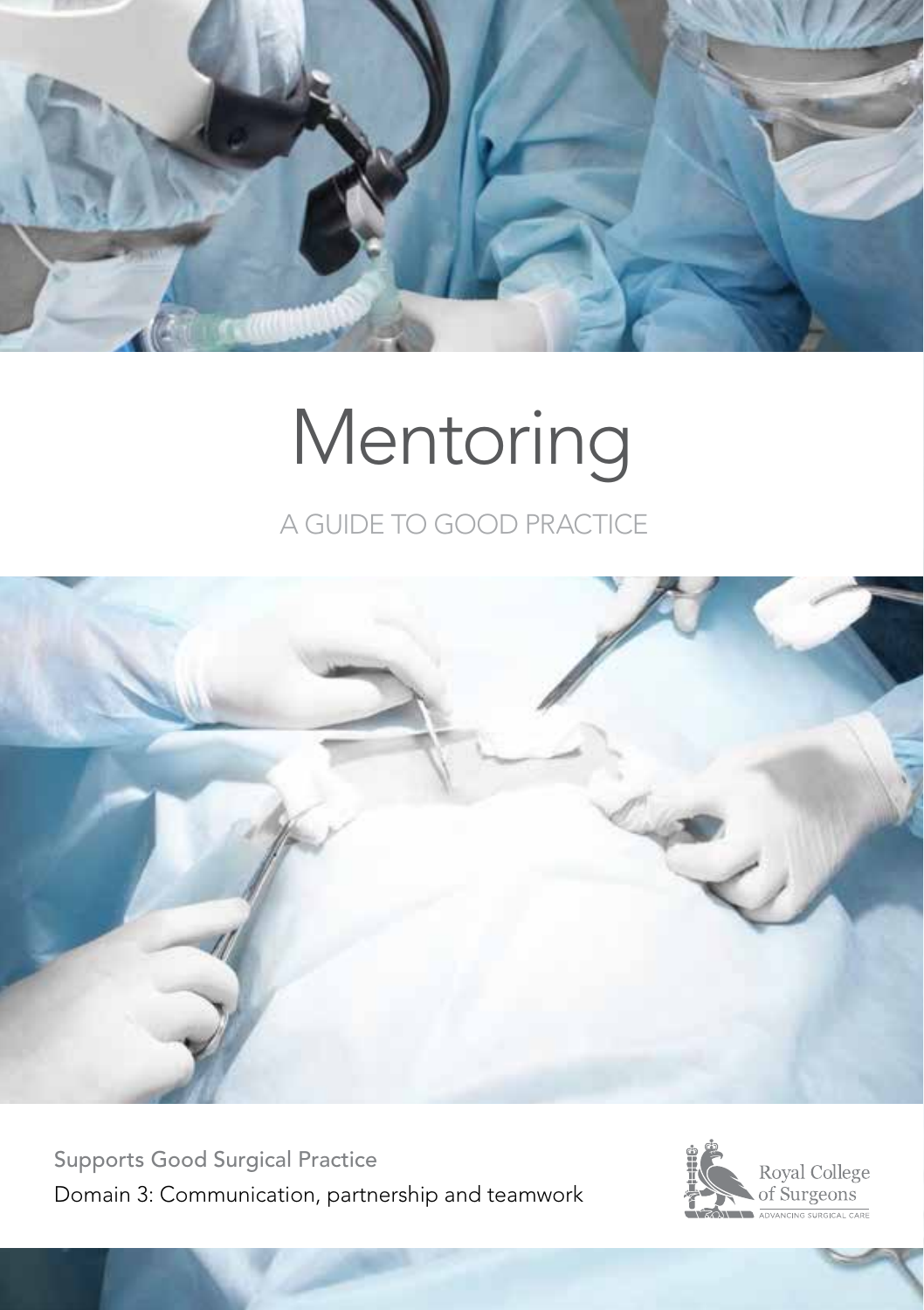# Mentoring

## A GUIDE TO GOOD PRACTICE

Supports Good Surgical Practice

Domain 3: Communication, partnership and teamwork

Royal College of Surgeons

ADVANCING SURGICAL CARE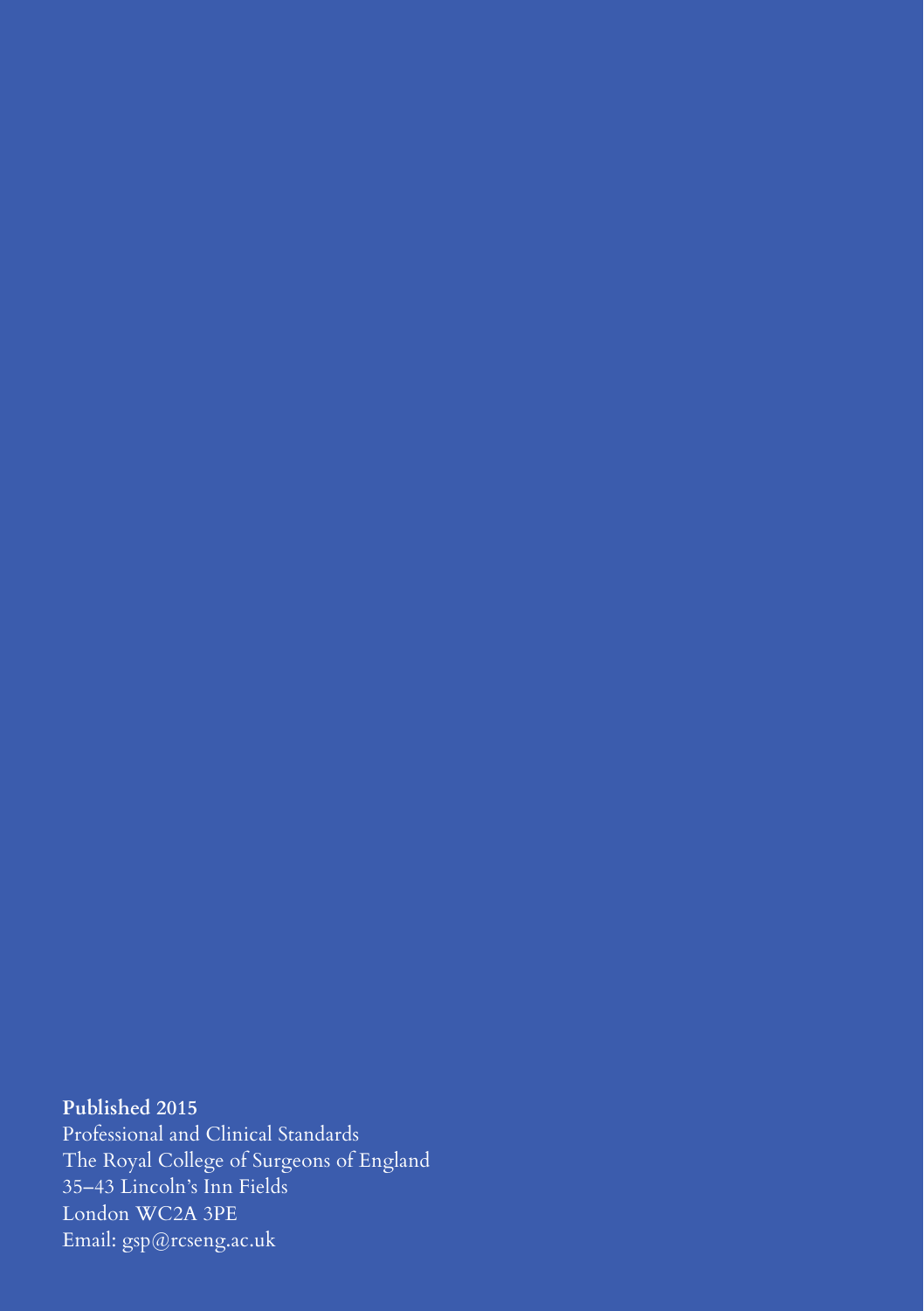**Published 2015**  
Professional and Clinical Standards  
The Royal College of Surgeons of England  
35–43 Lincoln's Inn Fields  
London WC2A 3PE  
Email: gsp@rcseng.ac.uk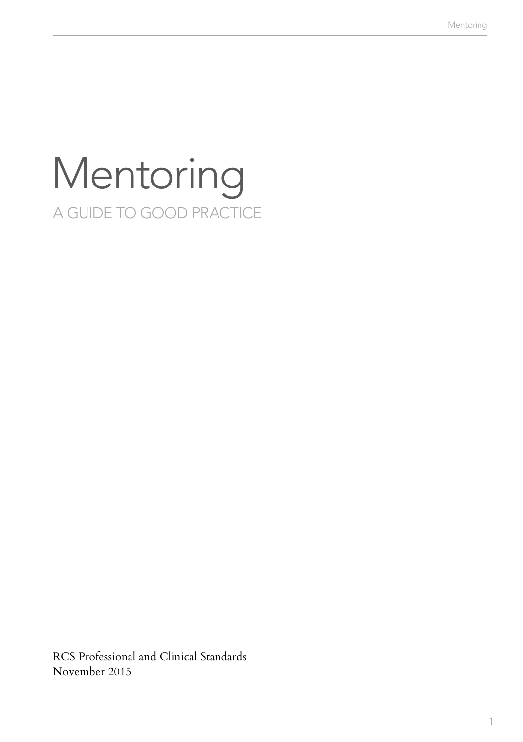# Mentoring

## A GUIDE TO GOOD PRACTICE

RCS Professional and Clinical Standards
November 2015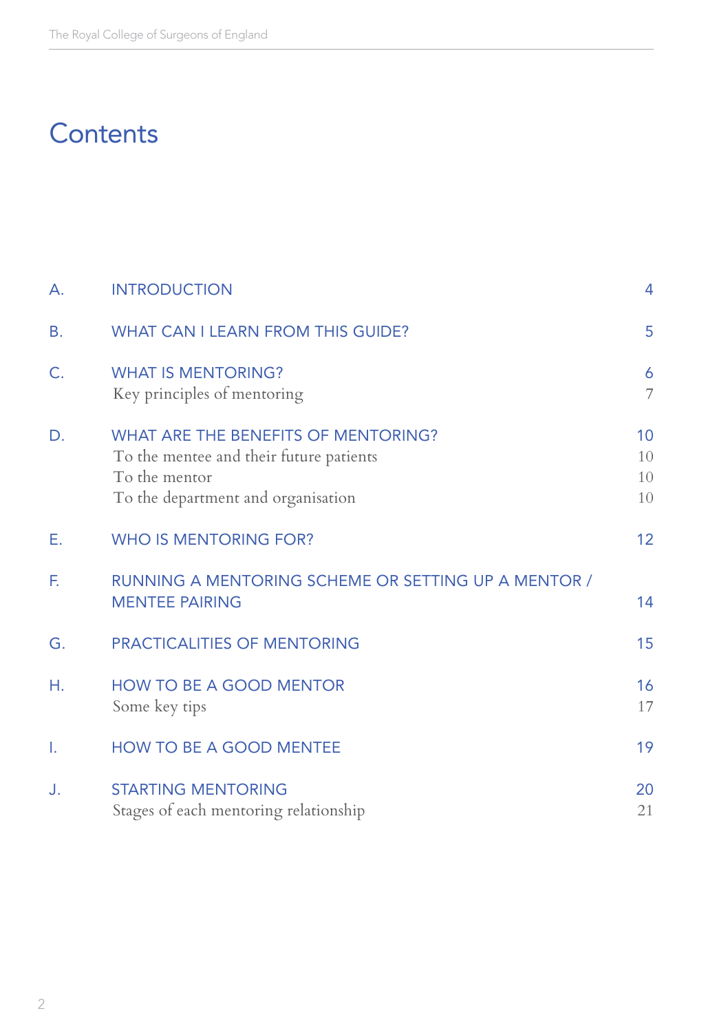# Contents

| | | |
|---|---|---|
| A. | INTRODUCTION | 4 |
| B. | WHAT CAN I LEARN FROM THIS GUIDE? | 5 |
| C. | WHAT IS MENTORING? | 6 |
| | Key principles of mentoring | 7 |
| D. | WHAT ARE THE BENEFITS OF MENTORING? | 10 |
| | To the mentee and their future patients | 10 |
| | To the mentor | 10 |
| | To the department and organisation | 10 |
| E. | WHO IS MENTORING FOR? | 12 |
| F. | RUNNING A MENTORING SCHEME OR SETTING UP A MENTOR / MENTEE PAIRING | 14 |
| G. | PRACTICALITIES OF MENTORING | 15 |
| H. | HOW TO BE A GOOD MENTOR | 16 |
| | Some key tips | 17 |
| I. | HOW TO BE A GOOD MENTEE | 19 |
| J. | STARTING MENTORING | 20 |
| | Stages of each mentoring relationship | 21 |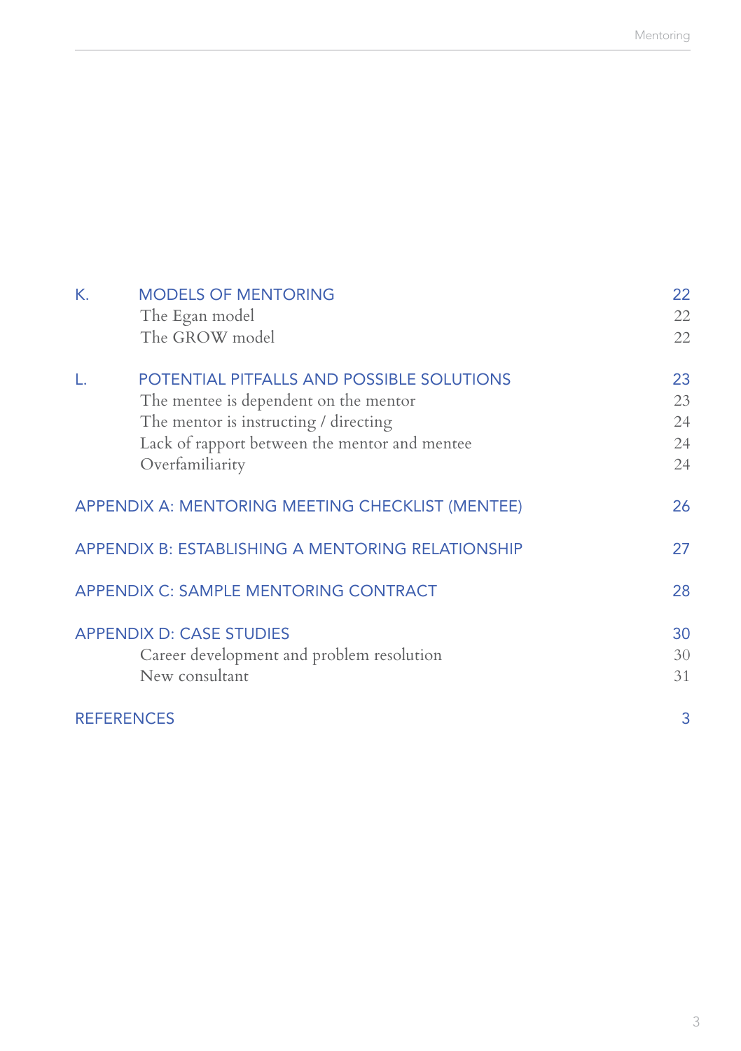| | | |
|---|---|---|
| K. | MODELS OF MENTORING | 22 |
| | The Egan model | 22 |
| | The GROW model | 22 |
| L. | POTENTIAL PITFALLS AND POSSIBLE SOLUTIONS | 23 |
| | The mentee is dependent on the mentor | 23 |
| | The mentor is instructing / directing | 24 |
| | Lack of rapport between the mentor and mentee | 24 |
| | Overfamiliarity | 24 |
| APPENDIX A: MENTORING MEETING CHECKLIST (MENTEE) | | 26 |
| APPENDIX B: ESTABLISHING A MENTORING RELATIONSHIP | | 27 |
| APPENDIX C: SAMPLE MENTORING CONTRACT | | 28 |
| APPENDIX D: CASE STUDIES | | 30 |
| | Career development and problem resolution | 30 |
| | New consultant | 31 |
| REFERENCES | | 3 |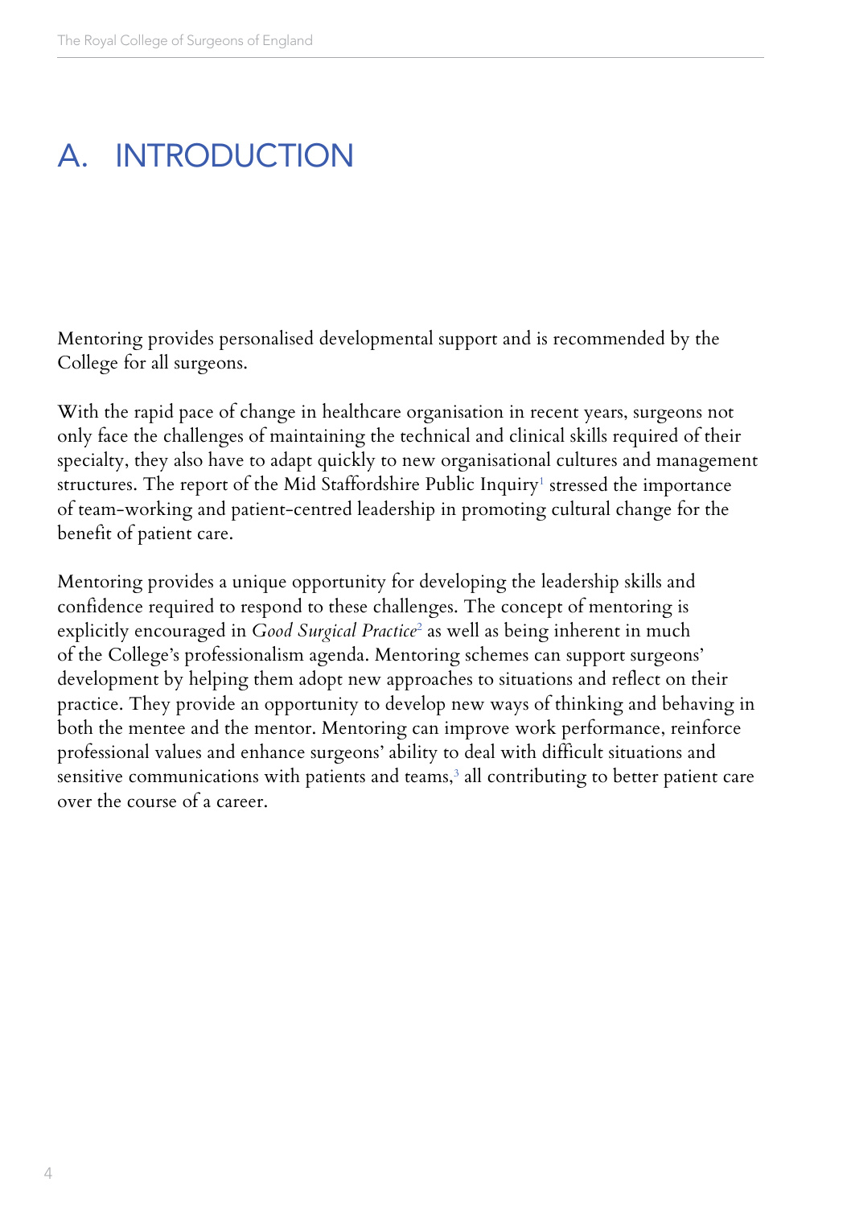# A. INTRODUCTION

Mentoring provides personalised developmental support and is recommended by the College for all surgeons.

With the rapid pace of change in healthcare organisation in recent years, surgeons not only face the challenges of maintaining the technical and clinical skills required of their specialty, they also have to adapt quickly to new organisational cultures and management structures. The report of the Mid Staffordshire Public Inquiry[1] stressed the importance of team-working and patient-centred leadership in promoting cultural change for the benefit of patient care.

Mentoring provides a unique opportunity for developing the leadership skills and confidence required to respond to these challenges. The concept of mentoring is explicitly encouraged in *Good Surgical Practice*[2] as well as being inherent in much of the College's professionalism agenda. Mentoring schemes can support surgeons' development by helping them adopt new approaches to situations and reflect on their practice. They provide an opportunity to develop new ways of thinking and behaving in both the mentee and the mentor. Mentoring can improve work performance, reinforce professional values and enhance surgeons' ability to deal with difficult situations and sensitive communications with patients and teams,[3] all contributing to better patient care over the course of a career.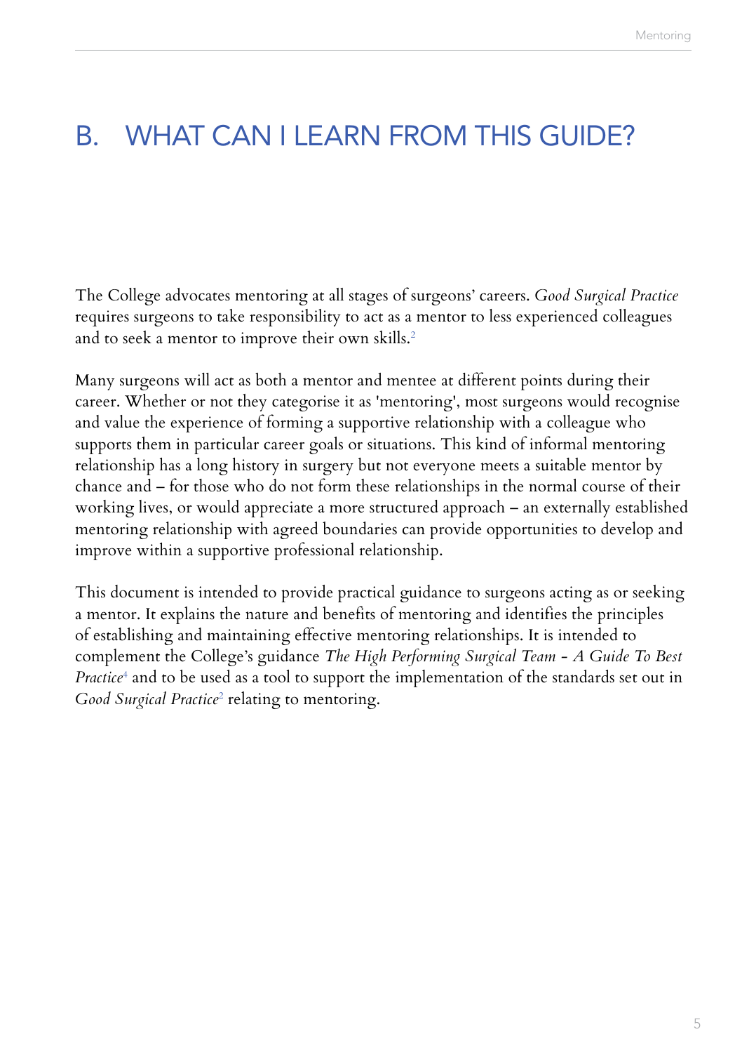# B. WHAT CAN I LEARN FROM THIS GUIDE?

The College advocates mentoring at all stages of surgeons' careers. *Good Surgical Practice* requires surgeons to take responsibility to act as a mentor to less experienced colleagues and to seek a mentor to improve their own skills.[2]

Many surgeons will act as both a mentor and mentee at different points during their career. Whether or not they categorise it as 'mentoring', most surgeons would recognise and value the experience of forming a supportive relationship with a colleague who supports them in particular career goals or situations. This kind of informal mentoring relationship has a long history in surgery but not everyone meets a suitable mentor by chance and – for those who do not form these relationships in the normal course of their working lives, or would appreciate a more structured approach – an externally established mentoring relationship with agreed boundaries can provide opportunities to develop and improve within a supportive professional relationship.

This document is intended to provide practical guidance to surgeons acting as or seeking a mentor. It explains the nature and benefits of mentoring and identifies the principles of establishing and maintaining effective mentoring relationships. It is intended to complement the College's guidance *The High Performing Surgical Team - A Guide To Best Practice*[4] and to be used as a tool to support the implementation of the standards set out in *Good Surgical Practice*[2] relating to mentoring.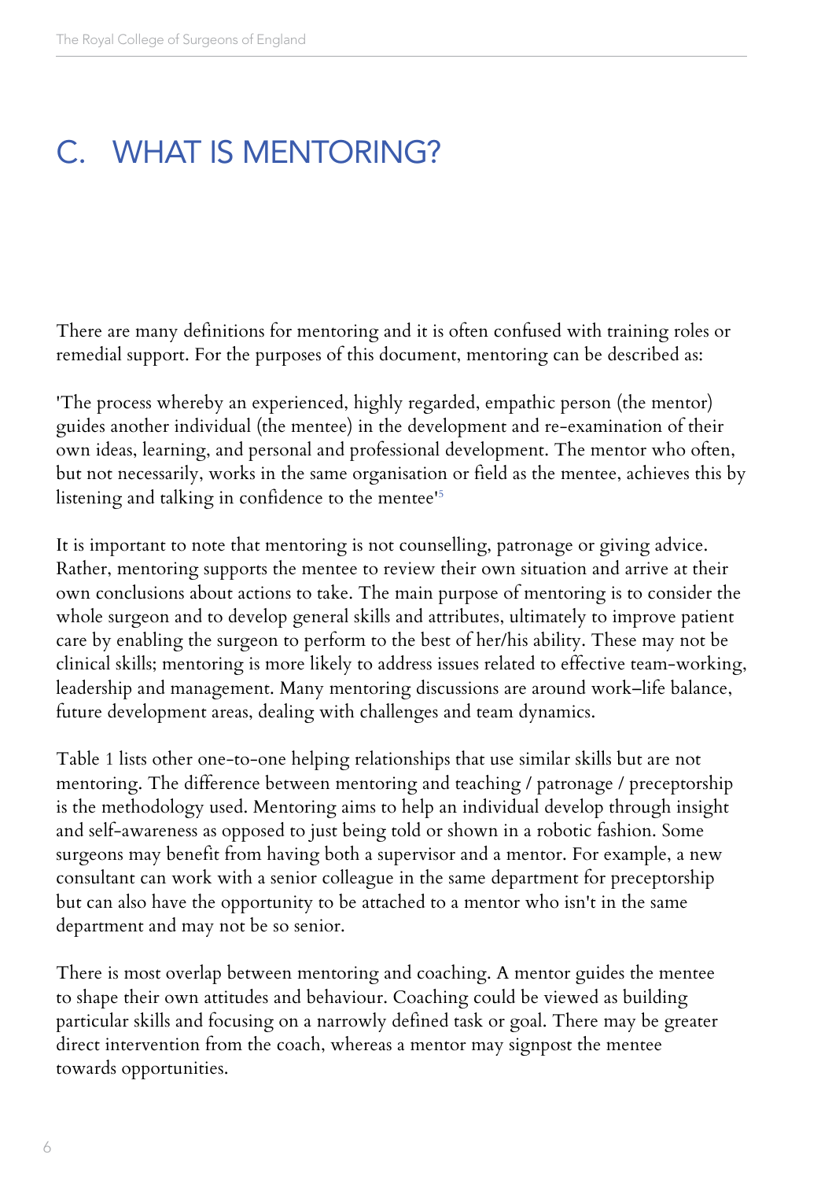# C. WHAT IS MENTORING?

There are many definitions for mentoring and it is often confused with training roles or remedial support. For the purposes of this document, mentoring can be described as:

'The process whereby an experienced, highly regarded, empathic person (the mentor) guides another individual (the mentee) in the development and re-examination of their own ideas, learning, and personal and professional development. The mentor who often, but not necessarily, works in the same organisation or field as the mentee, achieves this by listening and talking in confidence to the mentee'[5]

It is important to note that mentoring is not counselling, patronage or giving advice. Rather, mentoring supports the mentee to review their own situation and arrive at their own conclusions about actions to take. The main purpose of mentoring is to consider the whole surgeon and to develop general skills and attributes, ultimately to improve patient care by enabling the surgeon to perform to the best of her/his ability. These may not be clinical skills; mentoring is more likely to address issues related to effective team-working, leadership and management. Many mentoring discussions are around work–life balance, future development areas, dealing with challenges and team dynamics.

Table 1 lists other one-to-one helping relationships that use similar skills but are not mentoring. The difference between mentoring and teaching / patronage / preceptorship is the methodology used. Mentoring aims to help an individual develop through insight and self-awareness as opposed to just being told or shown in a robotic fashion. Some surgeons may benefit from having both a supervisor and a mentor. For example, a new consultant can work with a senior colleague in the same department for preceptorship but can also have the opportunity to be attached to a mentor who isn't in the same department and may not be so senior.

There is most overlap between mentoring and coaching. A mentor guides the mentee to shape their own attitudes and behaviour. Coaching could be viewed as building particular skills and focusing on a narrowly defined task or goal. There may be greater direct intervention from the coach, whereas a mentor may signpost the mentee towards opportunities.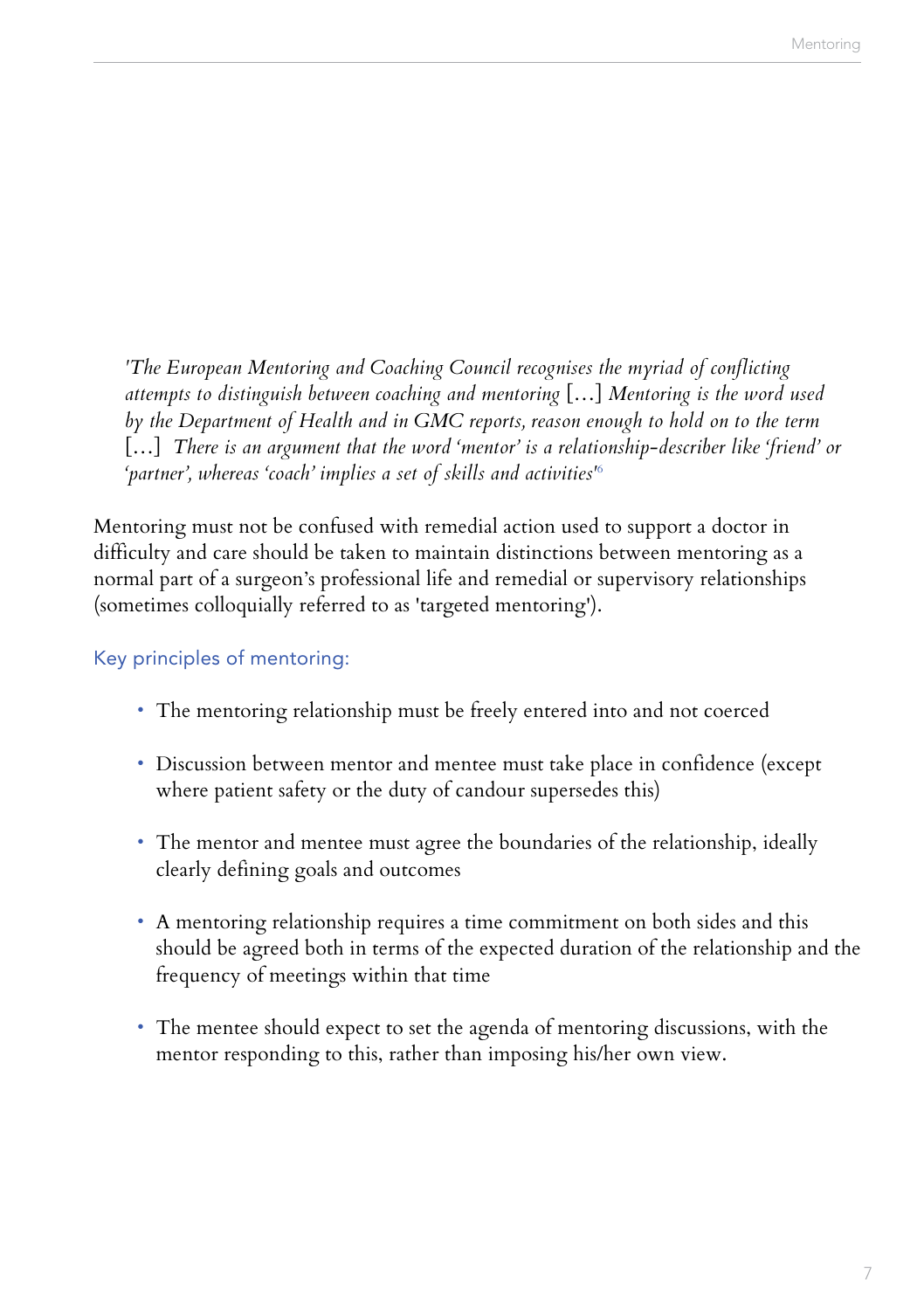*'The European Mentoring and Coaching Council recognises the myriad of conflicting attempts to distinguish between coaching and mentoring* [...] *Mentoring is the word used by the Department of Health and in GMC reports, reason enough to hold on to the term* [...] *There is an argument that the word 'mentor' is a relationship-describer like 'friend' or 'partner', whereas 'coach' implies a set of skills and activities'*[6]

Mentoring must not be confused with remedial action used to support a doctor in difficulty and care should be taken to maintain distinctions between mentoring as a normal part of a surgeon's professional life and remedial or supervisory relationships (sometimes colloquially referred to as 'targeted mentoring').

### Key principles of mentoring:

- The mentoring relationship must be freely entered into and not coerced
- Discussion between mentor and mentee must take place in confidence (except where patient safety or the duty of candour supersedes this)
- The mentor and mentee must agree the boundaries of the relationship, ideally clearly defining goals and outcomes
- A mentoring relationship requires a time commitment on both sides and this should be agreed both in terms of the expected duration of the relationship and the frequency of meetings within that time
- The mentee should expect to set the agenda of mentoring discussions, with the mentor responding to this, rather than imposing his/her own view.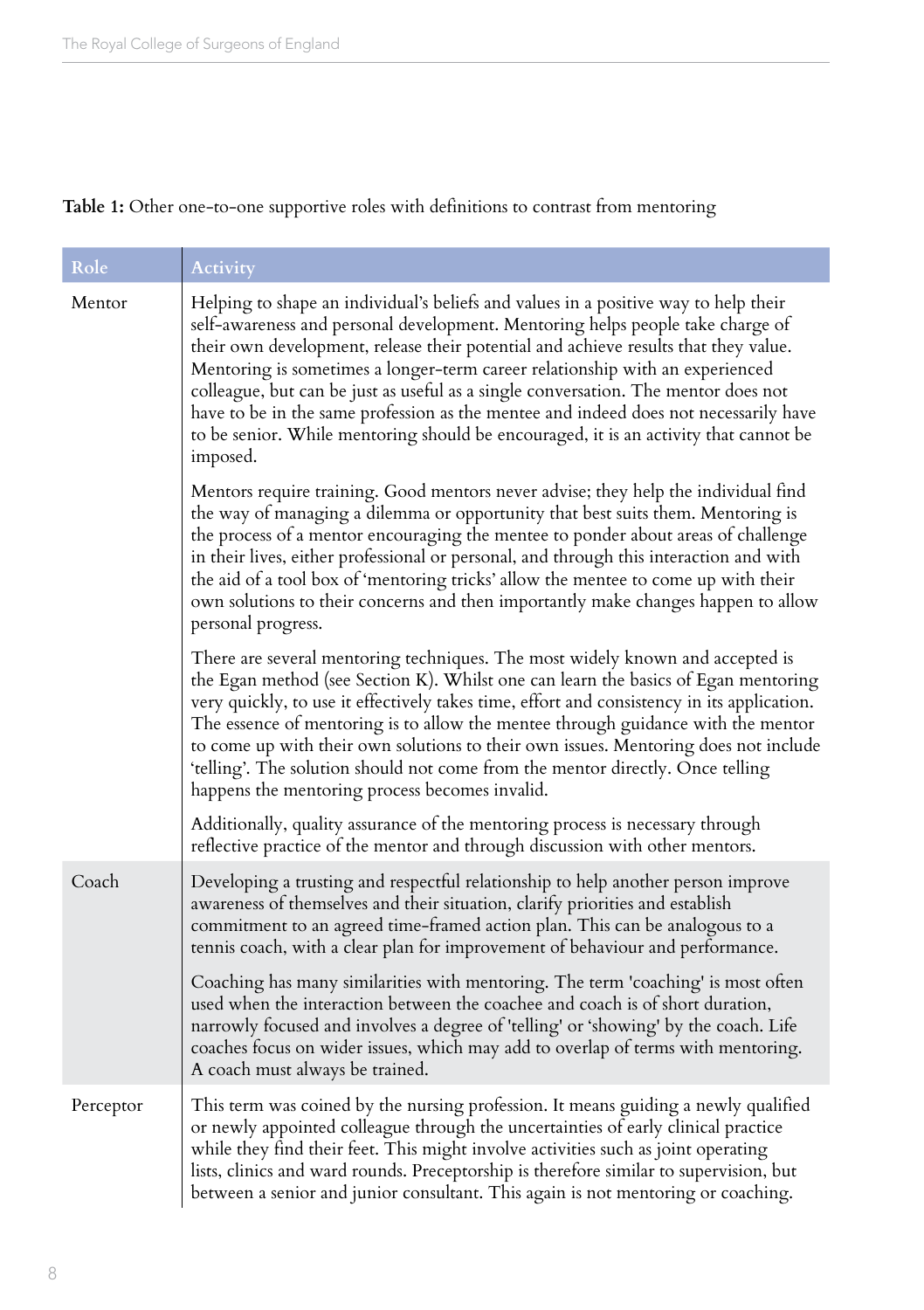**Table 1:** Other one-to-one supportive roles with definitions to contrast from mentoring

| Role | Activity |
|---|---|
| Mentor | Helping to shape an individual's beliefs and values in a positive way to help their self-awareness and personal development. Mentoring helps people take charge of their own development, release their potential and achieve results that they value. Mentoring is sometimes a longer-term career relationship with an experienced colleague, but can be just as useful as a single conversation. The mentor does not have to be in the same profession as the mentee and indeed does not necessarily have to be senior. While mentoring should be encouraged, it is an activity that cannot be imposed.<br><br>Mentors require training. Good mentors never advise; they help the individual find the way of managing a dilemma or opportunity that best suits them. Mentoring is the process of a mentor encouraging the mentee to ponder about areas of challenge in their lives, either professional or personal, and through this interaction and with the aid of a tool box of 'mentoring tricks' allow the mentee to come up with their own solutions to their concerns and then importantly make changes happen to allow personal progress.<br><br>There are several mentoring techniques. The most widely known and accepted is the Egan method (see Section K). Whilst one can learn the basics of Egan mentoring very quickly, to use it effectively takes time, effort and consistency in its application. The essence of mentoring is to allow the mentee through guidance with the mentor to come up with their own solutions to their own issues. Mentoring does not include 'telling'. The solution should not come from the mentor directly. Once telling happens the mentoring process becomes invalid.<br><br>Additionally, quality assurance of the mentoring process is necessary through reflective practice of the mentor and through discussion with other mentors. |
| Coach | Developing a trusting and respectful relationship to help another person improve awareness of themselves and their situation, clarify priorities and establish commitment to an agreed time-framed action plan. This can be analogous to a tennis coach, with a clear plan for improvement of behaviour and performance.<br><br>Coaching has many similarities with mentoring. The term 'coaching' is most often used when the interaction between the coachee and coach is of short duration, narrowly focused and involves a degree of 'telling' or 'showing' by the coach. Life coaches focus on wider issues, which may add to overlap of terms with mentoring. A coach must always be trained. |
| Perceptor | This term was coined by the nursing profession. It means guiding a newly qualified or newly appointed colleague through the uncertainties of early clinical practice while they find their feet. This might involve activities such as joint operating lists, clinics and ward rounds. Preceptorship is therefore similar to supervision, but between a senior and junior consultant. This again is not mentoring or coaching. |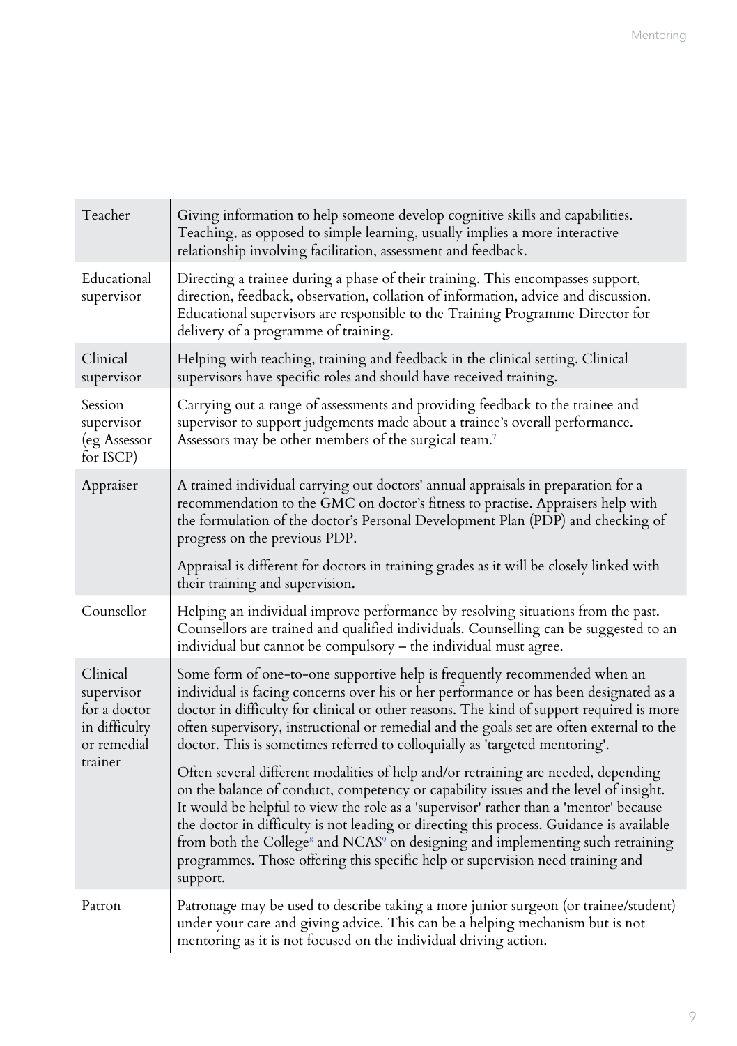| | |
|---|---|
| Teacher | Giving information to help someone develop cognitive skills and capabilities. Teaching, as opposed to simple learning, usually implies a more interactive relationship involving facilitation, assessment and feedback. |
| Educational supervisor | Directing a trainee during a phase of their training. This encompasses support, direction, feedback, observation, collation of information, advice and discussion. Educational supervisors are responsible to the Training Programme Director for delivery of a programme of training. |
| Clinical supervisor | Helping with teaching, training and feedback in the clinical setting. Clinical supervisors have specific roles and should have received training. |
| Session supervisor (eg Assessor for ISCP) | Carrying out a range of assessments and providing feedback to the trainee and supervisor to support judgements made about a trainee's overall performance. Assessors may be other members of the surgical team.[7] |
| Appraiser | A trained individual carrying out doctors' annual appraisals in preparation for a recommendation to the GMC on doctor's fitness to practise. Appraisers help with the formulation of the doctor's Personal Development Plan (PDP) and checking of progress on the previous PDP.<br><br>Appraisal is different for doctors in training grades as it will be closely linked with their training and supervision. |
| Counsellor | Helping an individual improve performance by resolving situations from the past. Counsellors are trained and qualified individuals. Counselling can be suggested to an individual but cannot be compulsory – the individual must agree. |
| Clinical supervisor for a doctor in difficulty or remedial trainer | Some form of one-to-one supportive help is frequently recommended when an individual is facing concerns over his or her performance or has been designated as a doctor in difficulty for clinical or other reasons. The kind of support required is more often supervisory, instructional or remedial and the goals set are often external to the doctor. This is sometimes referred to colloquially as 'targeted mentoring'.<br><br>Often several different modalities of help and/or retraining are needed, depending on the balance of conduct, competency or capability issues and the level of insight. It would be helpful to view the role as a 'supervisor' rather than a 'mentor' because the doctor in difficulty is not leading or directing this process. Guidance is available from both the College[8] and NCAS[9] on designing and implementing such retraining programmes. Those offering this specific help or supervision need training and support. |
| Patron | Patronage may be used to describe taking a more junior surgeon (or trainee/student) under your care and giving advice. This can be a helping mechanism but is not mentoring as it is not focused on the individual driving action. |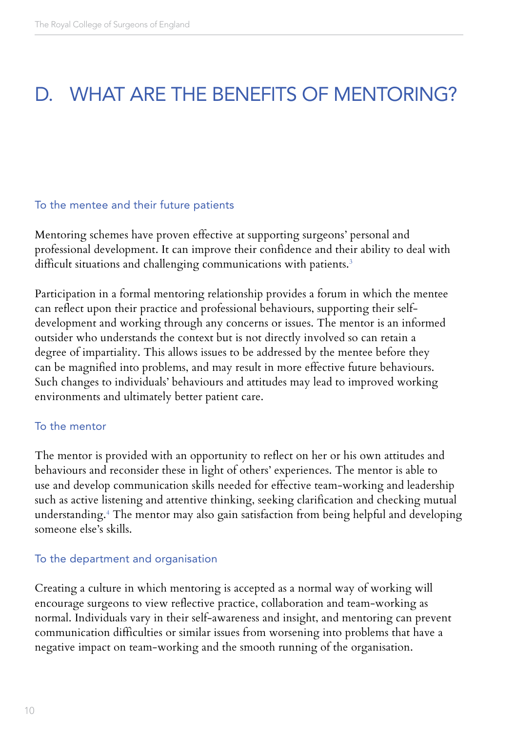# D. WHAT ARE THE BENEFITS OF MENTORING?

## To the mentee and their future patients

Mentoring schemes have proven effective at supporting surgeons' personal and professional development. It can improve their confidence and their ability to deal with difficult situations and challenging communications with patients.[3]

Participation in a formal mentoring relationship provides a forum in which the mentee can reflect upon their practice and professional behaviours, supporting their self-development and working through any concerns or issues. The mentor is an informed outsider who understands the context but is not directly involved so can retain a degree of impartiality. This allows issues to be addressed by the mentee before they can be magnified into problems, and may result in more effective future behaviours. Such changes to individuals' behaviours and attitudes may lead to improved working environments and ultimately better patient care.

## To the mentor

The mentor is provided with an opportunity to reflect on her or his own attitudes and behaviours and reconsider these in light of others' experiences. The mentor is able to use and develop communication skills needed for effective team-working and leadership such as active listening and attentive thinking, seeking clarification and checking mutual understanding.[4] The mentor may also gain satisfaction from being helpful and developing someone else's skills.

## To the department and organisation

Creating a culture in which mentoring is accepted as a normal way of working will encourage surgeons to view reflective practice, collaboration and team-working as normal. Individuals vary in their self-awareness and insight, and mentoring can prevent communication difficulties or similar issues from worsening into problems that have a negative impact on team-working and the smooth running of the organisation.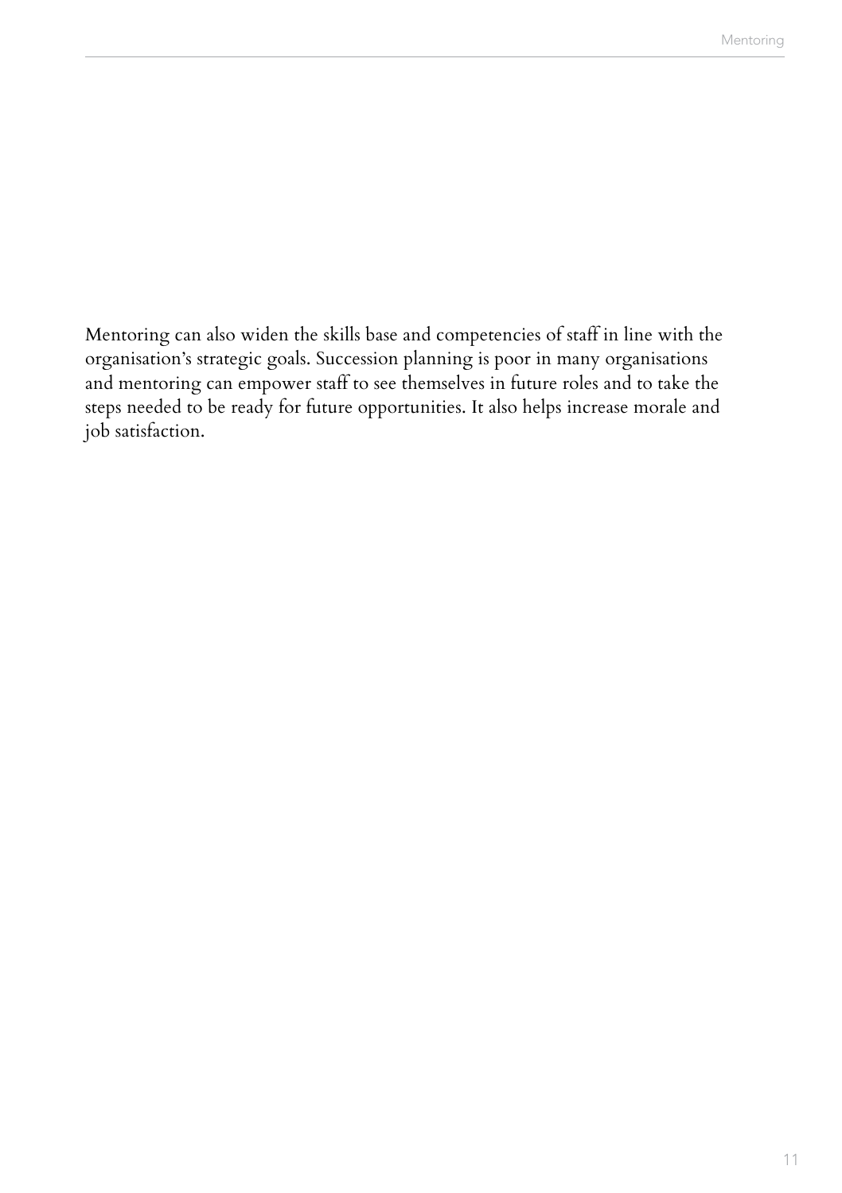Mentoring can also widen the skills base and competencies of staff in line with the organisation's strategic goals. Succession planning is poor in many organisations and mentoring can empower staff to see themselves in future roles and to take the steps needed to be ready for future opportunities. It also helps increase morale and job satisfaction.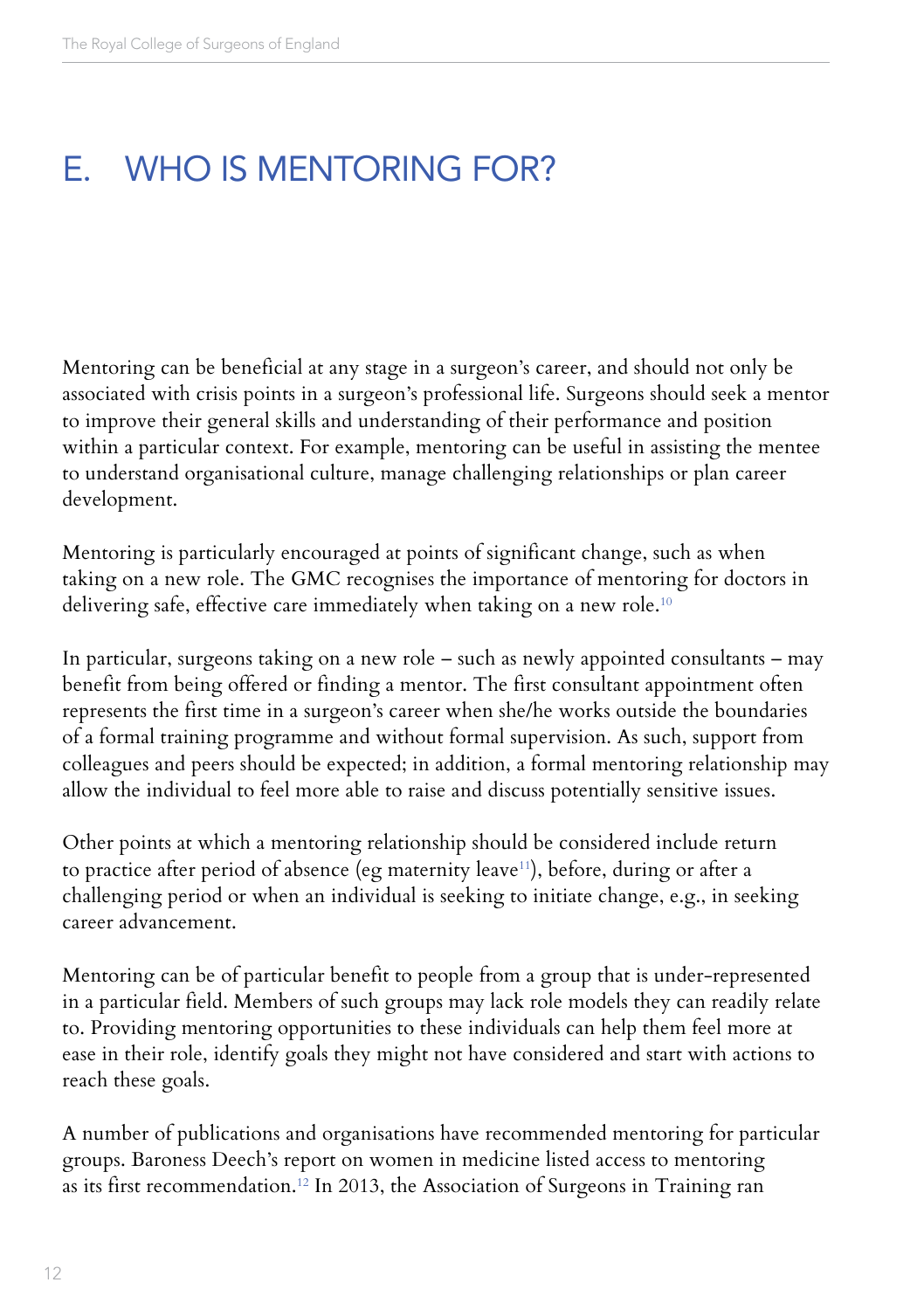# E. WHO IS MENTORING FOR?

Mentoring can be beneficial at any stage in a surgeon's career, and should not only be associated with crisis points in a surgeon's professional life. Surgeons should seek a mentor to improve their general skills and understanding of their performance and position within a particular context. For example, mentoring can be useful in assisting the mentee to understand organisational culture, manage challenging relationships or plan career development.

Mentoring is particularly encouraged at points of significant change, such as when taking on a new role. The GMC recognises the importance of mentoring for doctors in delivering safe, effective care immediately when taking on a new role.[10]

In particular, surgeons taking on a new role – such as newly appointed consultants – may benefit from being offered or finding a mentor. The first consultant appointment often represents the first time in a surgeon's career when she/he works outside the boundaries of a formal training programme and without formal supervision. As such, support from colleagues and peers should be expected; in addition, a formal mentoring relationship may allow the individual to feel more able to raise and discuss potentially sensitive issues.

Other points at which a mentoring relationship should be considered include return to practice after period of absence (eg maternity leave[11]), before, during or after a challenging period or when an individual is seeking to initiate change, e.g., in seeking career advancement.

Mentoring can be of particular benefit to people from a group that is under-represented in a particular field. Members of such groups may lack role models they can readily relate to. Providing mentoring opportunities to these individuals can help them feel more at ease in their role, identify goals they might not have considered and start with actions to reach these goals.

A number of publications and organisations have recommended mentoring for particular groups. Baroness Deech's report on women in medicine listed access to mentoring as its first recommendation.[12] In 2013, the Association of Surgeons in Training ran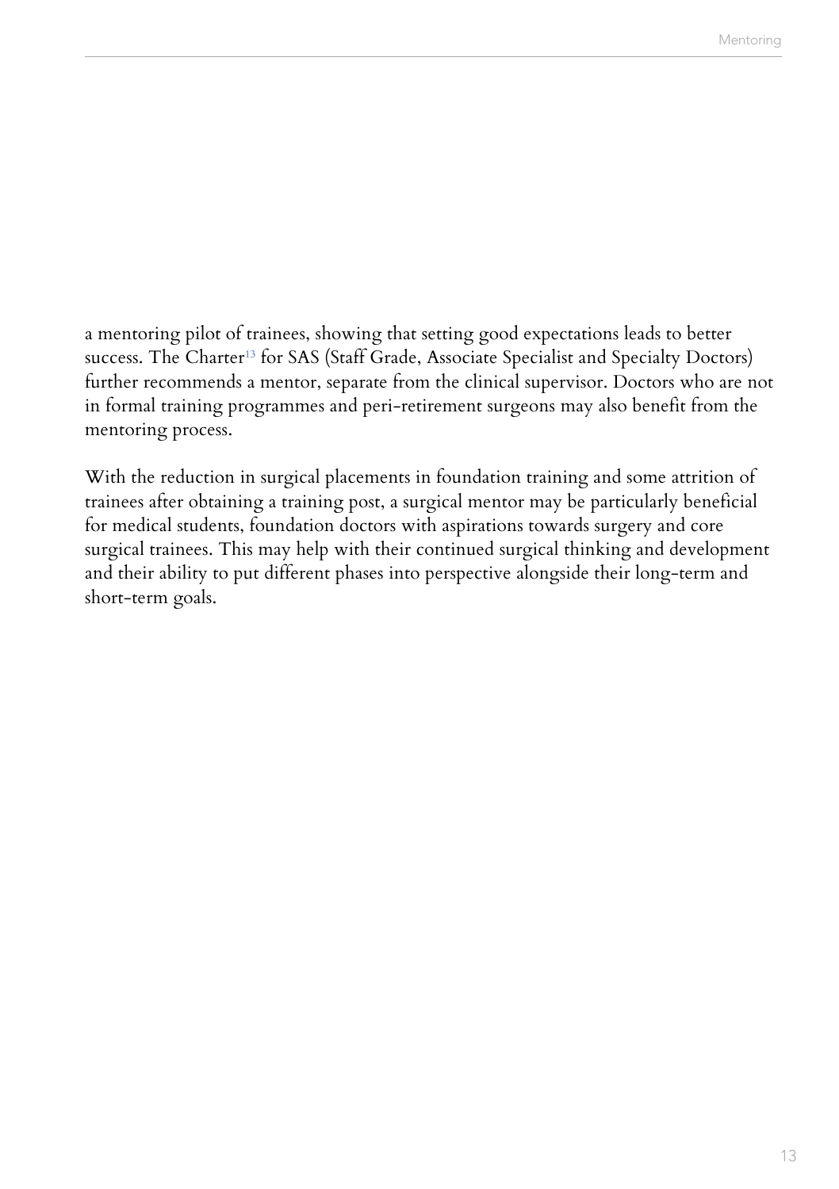a mentoring pilot of trainees, showing that setting good expectations leads to better success. The Charter[13] for SAS (Staff Grade, Associate Specialist and Specialty Doctors) further recommends a mentor, separate from the clinical supervisor. Doctors who are not in formal training programmes and peri-retirement surgeons may also benefit from the mentoring process.

With the reduction in surgical placements in foundation training and some attrition of trainees after obtaining a training post, a surgical mentor may be particularly beneficial for medical students, foundation doctors with aspirations towards surgery and core surgical trainees. This may help with their continued surgical thinking and development and their ability to put different phases into perspective alongside their long-term and short-term goals.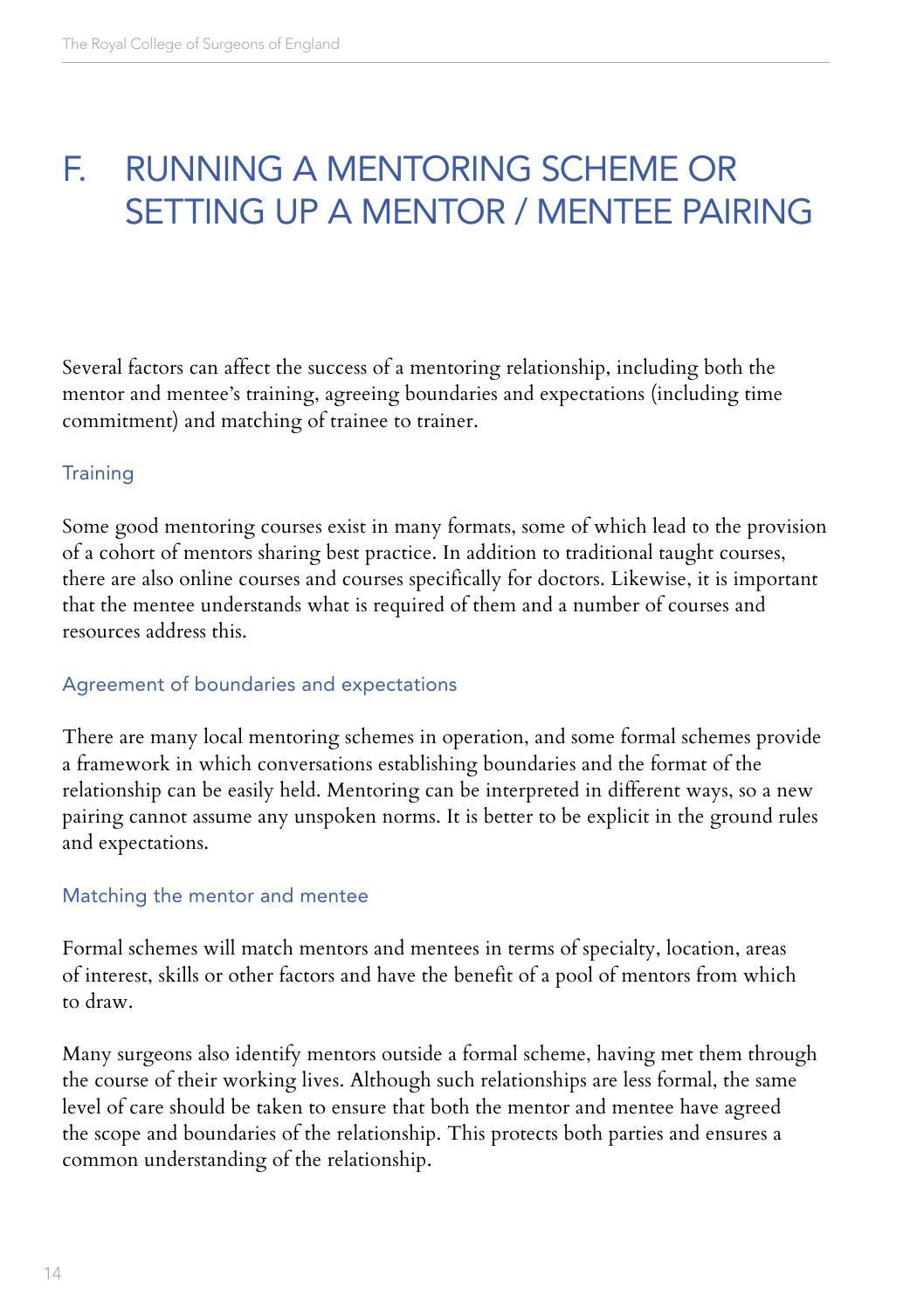# F. RUNNING A MENTORING SCHEME OR SETTING UP A MENTOR / MENTEE PAIRING

Several factors can affect the success of a mentoring relationship, including both the mentor and mentee's training, agreeing boundaries and expectations (including time commitment) and matching of trainee to trainer.

## Training

Some good mentoring courses exist in many formats, some of which lead to the provision of a cohort of mentors sharing best practice. In addition to traditional taught courses, there are also online courses and courses specifically for doctors. Likewise, it is important that the mentee understands what is required of them and a number of courses and resources address this.

## Agreement of boundaries and expectations

There are many local mentoring schemes in operation, and some formal schemes provide a framework in which conversations establishing boundaries and the format of the relationship can be easily held. Mentoring can be interpreted in different ways, so a new pairing cannot assume any unspoken norms. It is better to be explicit in the ground rules and expectations.

## Matching the mentor and mentee

Formal schemes will match mentors and mentees in terms of specialty, location, areas of interest, skills or other factors and have the benefit of a pool of mentors from which to draw.

Many surgeons also identify mentors outside a formal scheme, having met them through the course of their working lives. Although such relationships are less formal, the same level of care should be taken to ensure that both the mentor and mentee have agreed the scope and boundaries of the relationship. This protects both parties and ensures a common understanding of the relationship.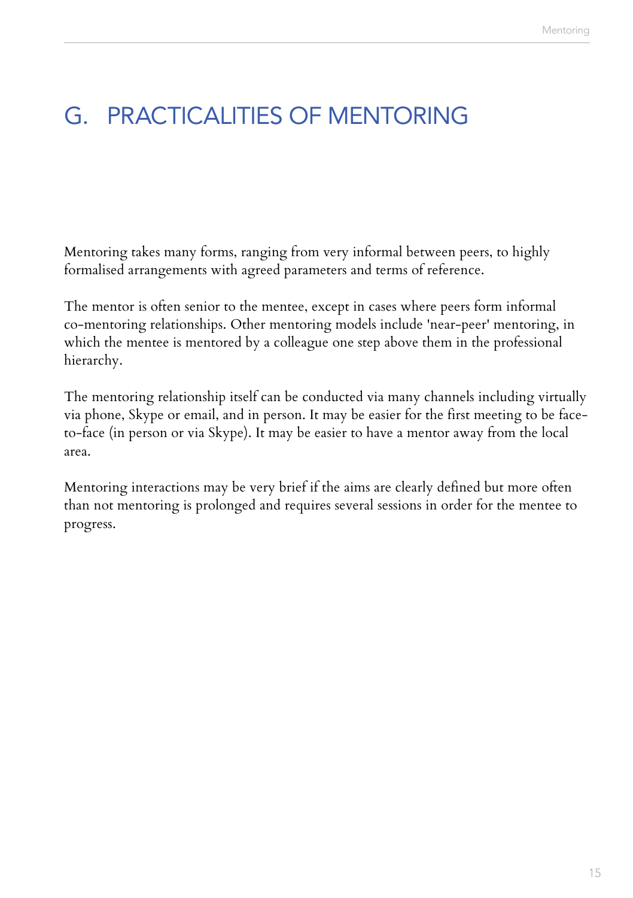# G. PRACTICALITIES OF MENTORING

Mentoring takes many forms, ranging from very informal between peers, to highly formalised arrangements with agreed parameters and terms of reference.

The mentor is often senior to the mentee, except in cases where peers form informal co-mentoring relationships. Other mentoring models include 'near-peer' mentoring, in which the mentee is mentored by a colleague one step above them in the professional hierarchy.

The mentoring relationship itself can be conducted via many channels including virtually via phone, Skype or email, and in person. It may be easier for the first meeting to be face-to-face (in person or via Skype). It may be easier to have a mentor away from the local area.

Mentoring interactions may be very brief if the aims are clearly defined but more often than not mentoring is prolonged and requires several sessions in order for the mentee to progress.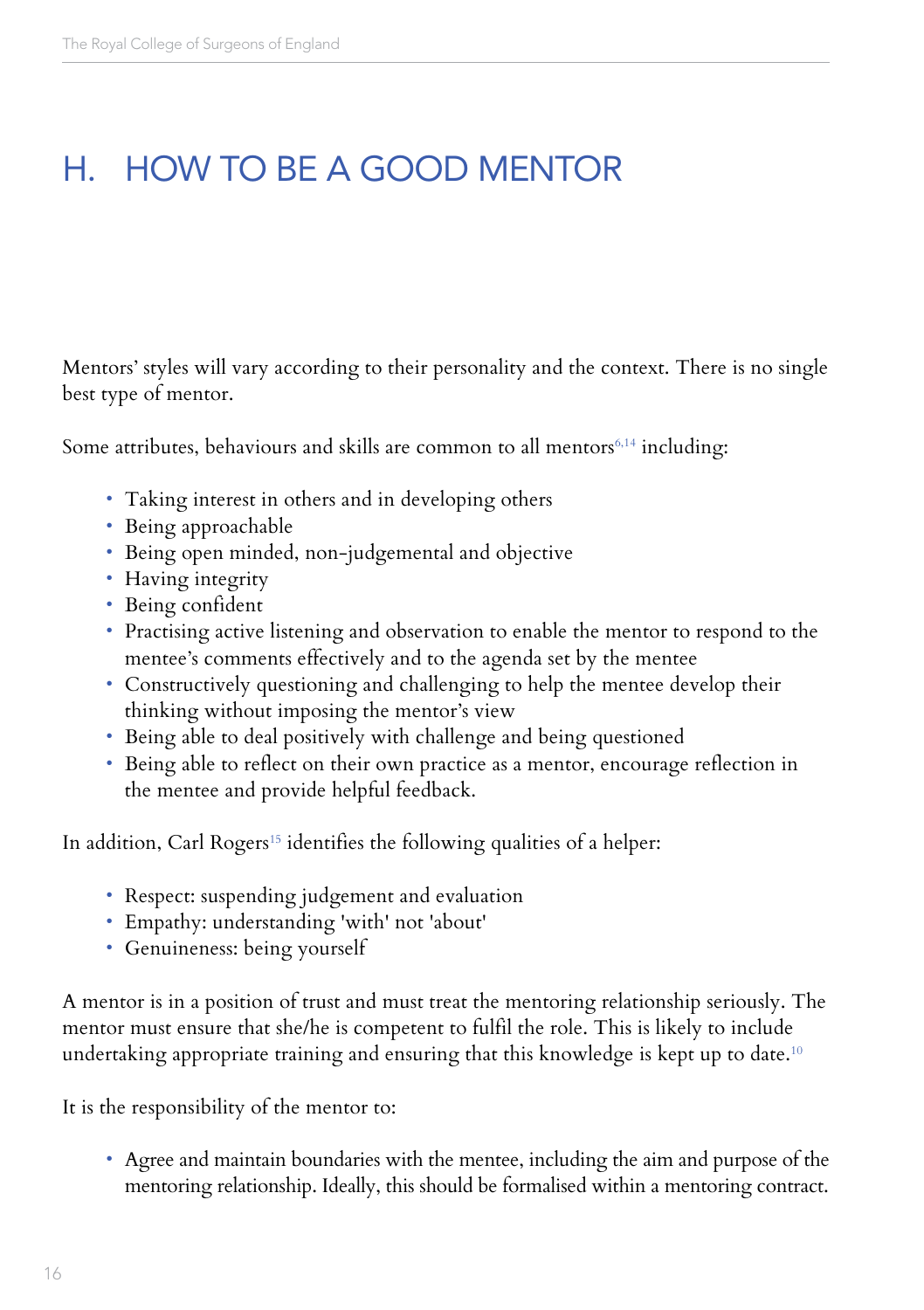# H. HOW TO BE A GOOD MENTOR

Mentors' styles will vary according to their personality and the context. There is no single best type of mentor.

Some attributes, behaviours and skills are common to all mentors[6,14] including:

- Taking interest in others and in developing others
- Being approachable
- Being open minded, non-judgemental and objective
- Having integrity
- Being confident
- Practising active listening and observation to enable the mentor to respond to the mentee's comments effectively and to the agenda set by the mentee
- Constructively questioning and challenging to help the mentee develop their thinking without imposing the mentor's view
- Being able to deal positively with challenge and being questioned
- Being able to reflect on their own practice as a mentor, encourage reflection in the mentee and provide helpful feedback.

In addition, Carl Rogers[15] identifies the following qualities of a helper:

- Respect: suspending judgement and evaluation
- Empathy: understanding 'with' not 'about'
- Genuineness: being yourself

A mentor is in a position of trust and must treat the mentoring relationship seriously. The mentor must ensure that she/he is competent to fulfil the role. This is likely to include undertaking appropriate training and ensuring that this knowledge is kept up to date.[10]

It is the responsibility of the mentor to:

- Agree and maintain boundaries with the mentee, including the aim and purpose of the mentoring relationship. Ideally, this should be formalised within a mentoring contract.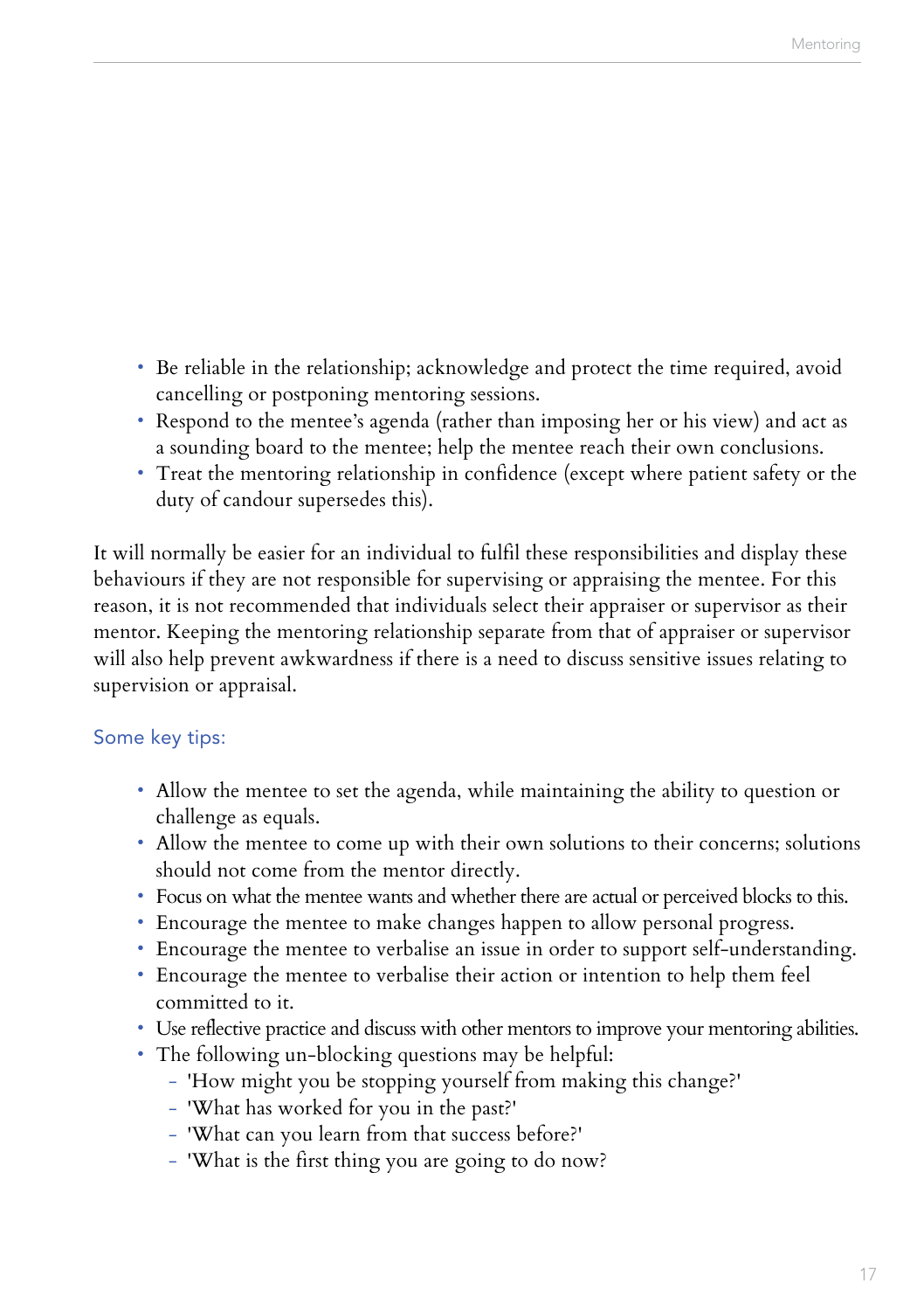- Be reliable in the relationship; acknowledge and protect the time required, avoid cancelling or postponing mentoring sessions.
- Respond to the mentee's agenda (rather than imposing her or his view) and act as a sounding board to the mentee; help the mentee reach their own conclusions.
- Treat the mentoring relationship in confidence (except where patient safety or the duty of candour supersedes this).

It will normally be easier for an individual to fulfil these responsibilities and display these behaviours if they are not responsible for supervising or appraising the mentee. For this reason, it is not recommended that individuals select their appraiser or supervisor as their mentor. Keeping the mentoring relationship separate from that of appraiser or supervisor will also help prevent awkwardness if there is a need to discuss sensitive issues relating to supervision or appraisal.

### Some key tips:

- Allow the mentee to set the agenda, while maintaining the ability to question or challenge as equals.
- Allow the mentee to come up with their own solutions to their concerns; solutions should not come from the mentor directly.
- Focus on what the mentee wants and whether there are actual or perceived blocks to this.
- Encourage the mentee to make changes happen to allow personal progress.
- Encourage the mentee to verbalise an issue in order to support self-understanding.
- Encourage the mentee to verbalise their action or intention to help them feel committed to it.
- Use reflective practice and discuss with other mentors to improve your mentoring abilities.
- The following un-blocking questions may be helpful:
  - 'How might you be stopping yourself from making this change?'
  - 'What has worked for you in the past?'
  - 'What can you learn from that success before?'
  - 'What is the first thing you are going to do now?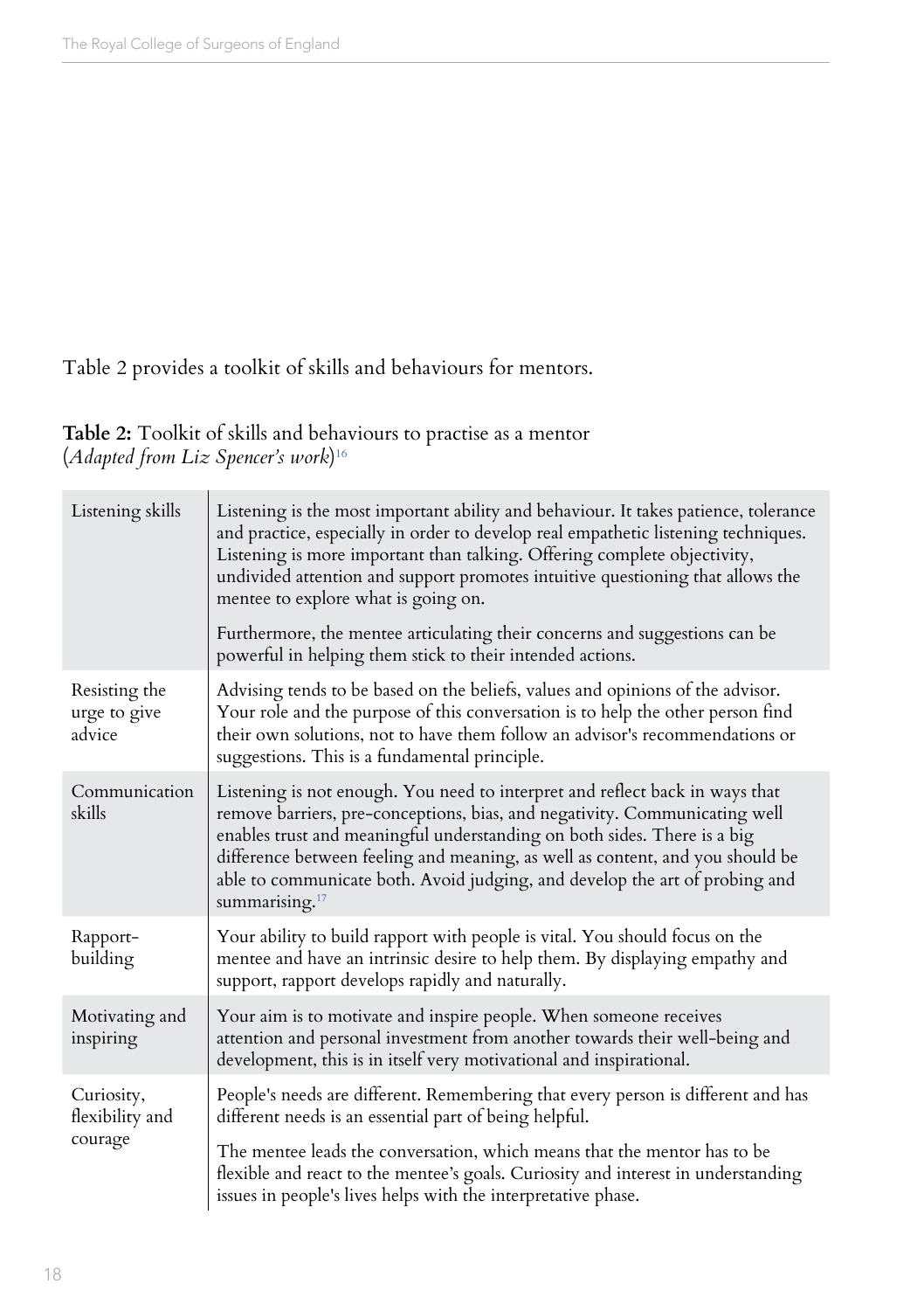Table 2 provides a toolkit of skills and behaviours for mentors.

**Table 2:** Toolkit of skills and behaviours to practise as a mentor
(*Adapted from Liz Spencer's work*)[16]

| Skill | Description |
| --- | --- |
| Listening skills | Listening is the most important ability and behaviour. It takes patience, tolerance and practice, especially in order to develop real empathetic listening techniques. Listening is more important than talking. Offering complete objectivity, undivided attention and support promotes intuitive questioning that allows the mentee to explore what is going on.<br><br>Furthermore, the mentee articulating their concerns and suggestions can be powerful in helping them stick to their intended actions. |
| Resisting the urge to give advice | Advising tends to be based on the beliefs, values and opinions of the advisor. Your role and the purpose of this conversation is to help the other person find their own solutions, not to have them follow an advisor's recommendations or suggestions. This is a fundamental principle. |
| Communication skills | Listening is not enough. You need to interpret and reflect back in ways that remove barriers, pre-conceptions, bias, and negativity. Communicating well enables trust and meaningful understanding on both sides. There is a big difference between feeling and meaning, as well as content, and you should be able to communicate both. Avoid judging, and develop the art of probing and summarising.[17] |
| Rapport-building | Your ability to build rapport with people is vital. You should focus on the mentee and have an intrinsic desire to help them. By displaying empathy and support, rapport develops rapidly and naturally. |
| Motivating and inspiring | Your aim is to motivate and inspire people. When someone receives attention and personal investment from another towards their well-being and development, this is in itself very motivational and inspirational. |
| Curiosity, flexibility and courage | People's needs are different. Remembering that every person is different and has different needs is an essential part of being helpful.<br><br>The mentee leads the conversation, which means that the mentor has to be flexible and react to the mentee's goals. Curiosity and interest in understanding issues in people's lives helps with the interpretative phase. |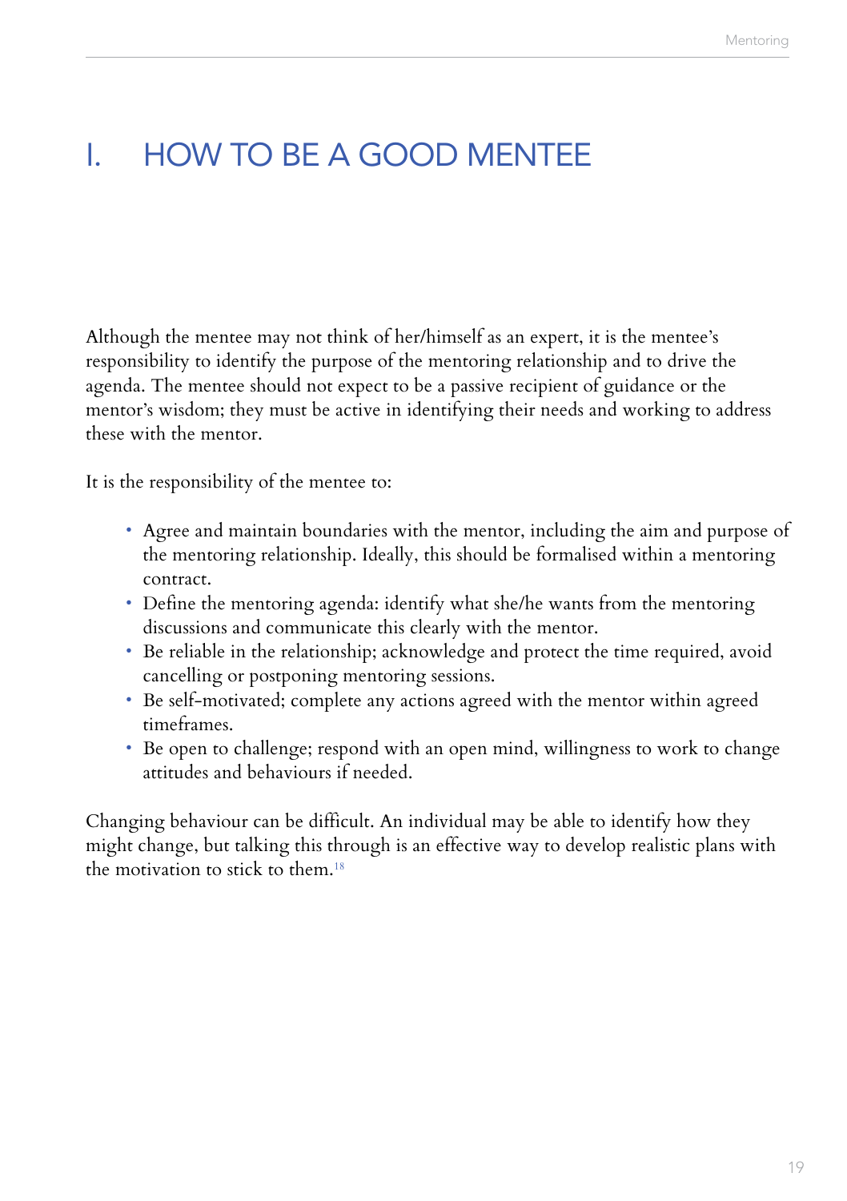# I. HOW TO BE A GOOD MENTEE

Although the mentee may not think of her/himself as an expert, it is the mentee's responsibility to identify the purpose of the mentoring relationship and to drive the agenda. The mentee should not expect to be a passive recipient of guidance or the mentor's wisdom; they must be active in identifying their needs and working to address these with the mentor.

It is the responsibility of the mentee to:

- Agree and maintain boundaries with the mentor, including the aim and purpose of the mentoring relationship. Ideally, this should be formalised within a mentoring contract.
- Define the mentoring agenda: identify what she/he wants from the mentoring discussions and communicate this clearly with the mentor.
- Be reliable in the relationship; acknowledge and protect the time required, avoid cancelling or postponing mentoring sessions.
- Be self-motivated; complete any actions agreed with the mentor within agreed timeframes.
- Be open to challenge; respond with an open mind, willingness to work to change attitudes and behaviours if needed.

Changing behaviour can be difficult. An individual may be able to identify how they might change, but talking this through is an effective way to develop realistic plans with the motivation to stick to them.[18]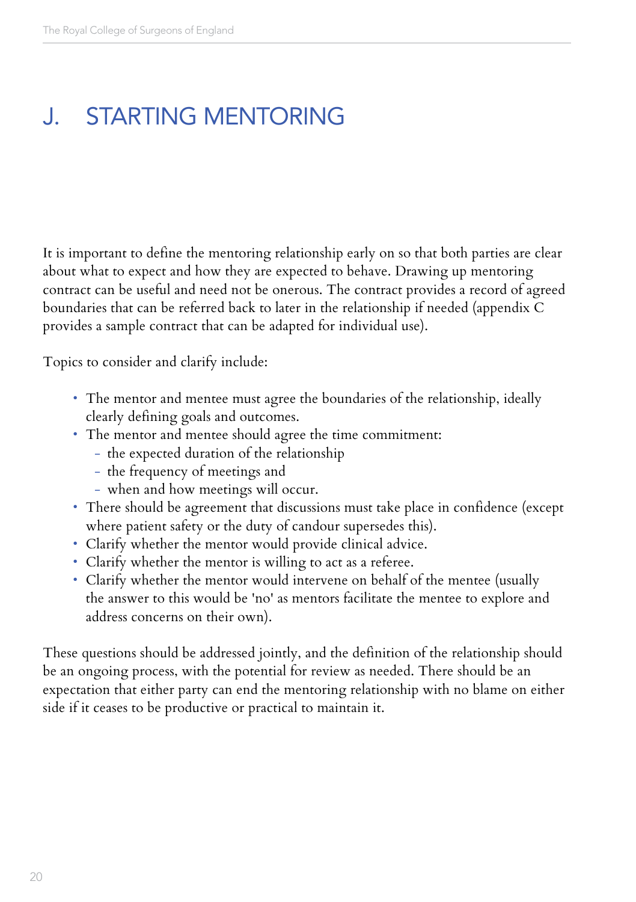# J. STARTING MENTORING

It is important to define the mentoring relationship early on so that both parties are clear about what to expect and how they are expected to behave. Drawing up mentoring contract can be useful and need not be onerous. The contract provides a record of agreed boundaries that can be referred back to later in the relationship if needed (appendix C provides a sample contract that can be adapted for individual use).

Topics to consider and clarify include:

- The mentor and mentee must agree the boundaries of the relationship, ideally clearly defining goals and outcomes.
- The mentor and mentee should agree the time commitment:
  - the expected duration of the relationship
  - the frequency of meetings and
  - when and how meetings will occur.
- There should be agreement that discussions must take place in confidence (except where patient safety or the duty of candour supersedes this).
- Clarify whether the mentor would provide clinical advice.
- Clarify whether the mentor is willing to act as a referee.
- Clarify whether the mentor would intervene on behalf of the mentee (usually the answer to this would be 'no' as mentors facilitate the mentee to explore and address concerns on their own).

These questions should be addressed jointly, and the definition of the relationship should be an ongoing process, with the potential for review as needed. There should be an expectation that either party can end the mentoring relationship with no blame on either side if it ceases to be productive or practical to maintain it.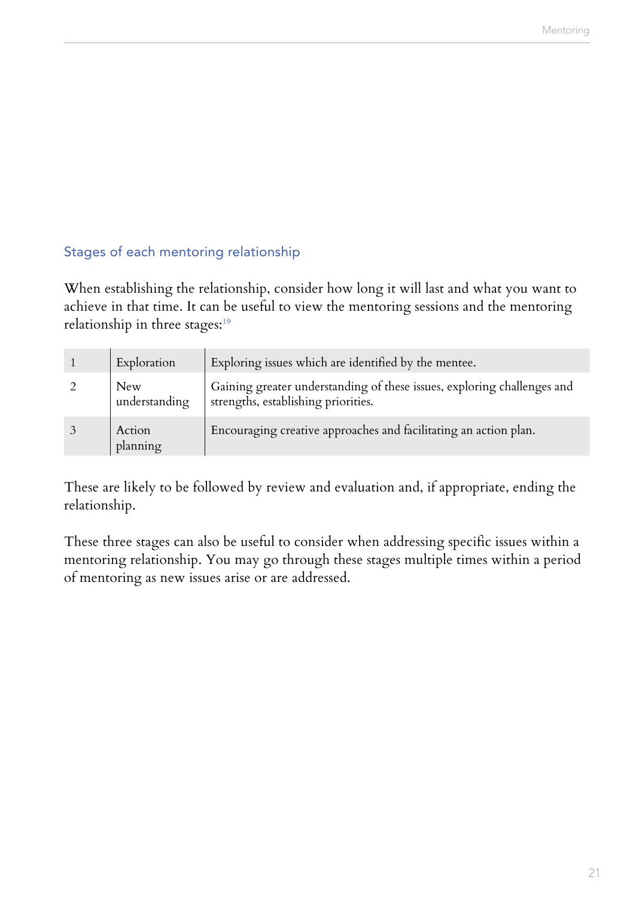## Stages of each mentoring relationship

When establishing the relationship, consider how long it will last and what you want to achieve in that time. It can be useful to view the mentoring sessions and the mentoring relationship in three stages:[19]

| | | |
|---|---|---|
| 1 | Exploration | Exploring issues which are identified by the mentee. |
| 2 | New understanding | Gaining greater understanding of these issues, exploring challenges and strengths, establishing priorities. |
| 3 | Action planning | Encouraging creative approaches and facilitating an action plan. |

These are likely to be followed by review and evaluation and, if appropriate, ending the relationship.

These three stages can also be useful to consider when addressing specific issues within a mentoring relationship. You may go through these stages multiple times within a period of mentoring as new issues arise or are addressed.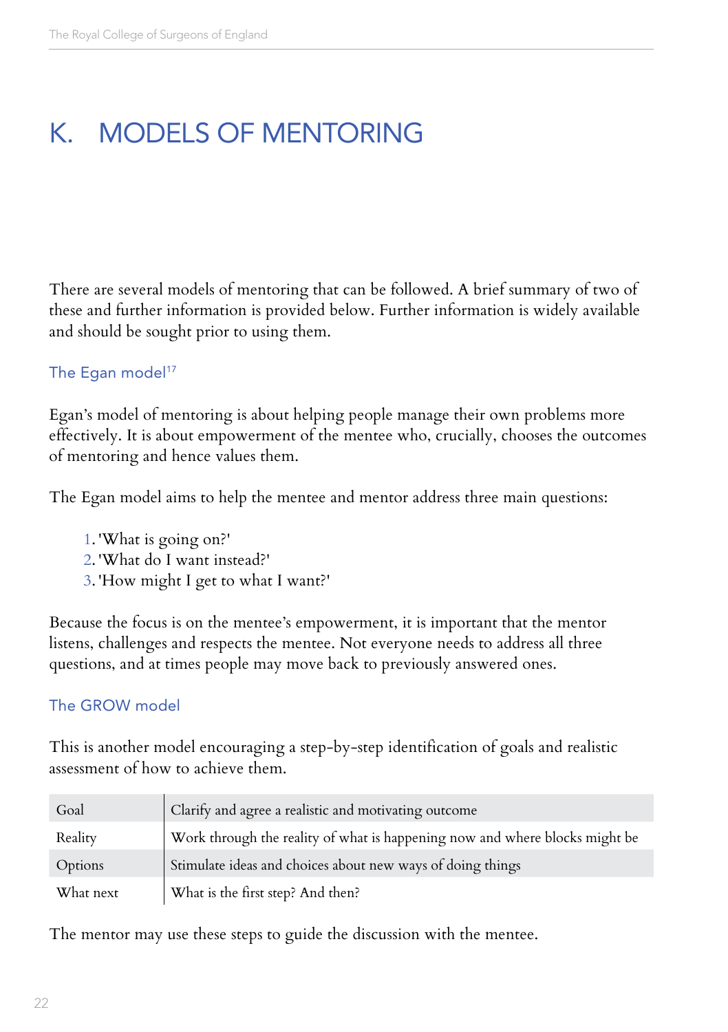# K. MODELS OF MENTORING

There are several models of mentoring that can be followed. A brief summary of two of these and further information is provided below. Further information is widely available and should be sought prior to using them.

## The Egan model[17]

Egan's model of mentoring is about helping people manage their own problems more effectively. It is about empowerment of the mentee who, crucially, chooses the outcomes of mentoring and hence values them.

The Egan model aims to help the mentee and mentor address three main questions:

1. 'What is going on?'
2. 'What do I want instead?'
3. 'How might I get to what I want?'

Because the focus is on the mentee's empowerment, it is important that the mentor listens, challenges and respects the mentee. Not everyone needs to address all three questions, and at times people may move back to previously answered ones.

## The GROW model

This is another model encouraging a step-by-step identification of goals and realistic assessment of how to achieve them.

| | |
|---|---|
| Goal | Clarify and agree a realistic and motivating outcome |
| Reality | Work through the reality of what is happening now and where blocks might be |
| Options | Stimulate ideas and choices about new ways of doing things |
| What next | What is the first step? And then? |

The mentor may use these steps to guide the discussion with the mentee.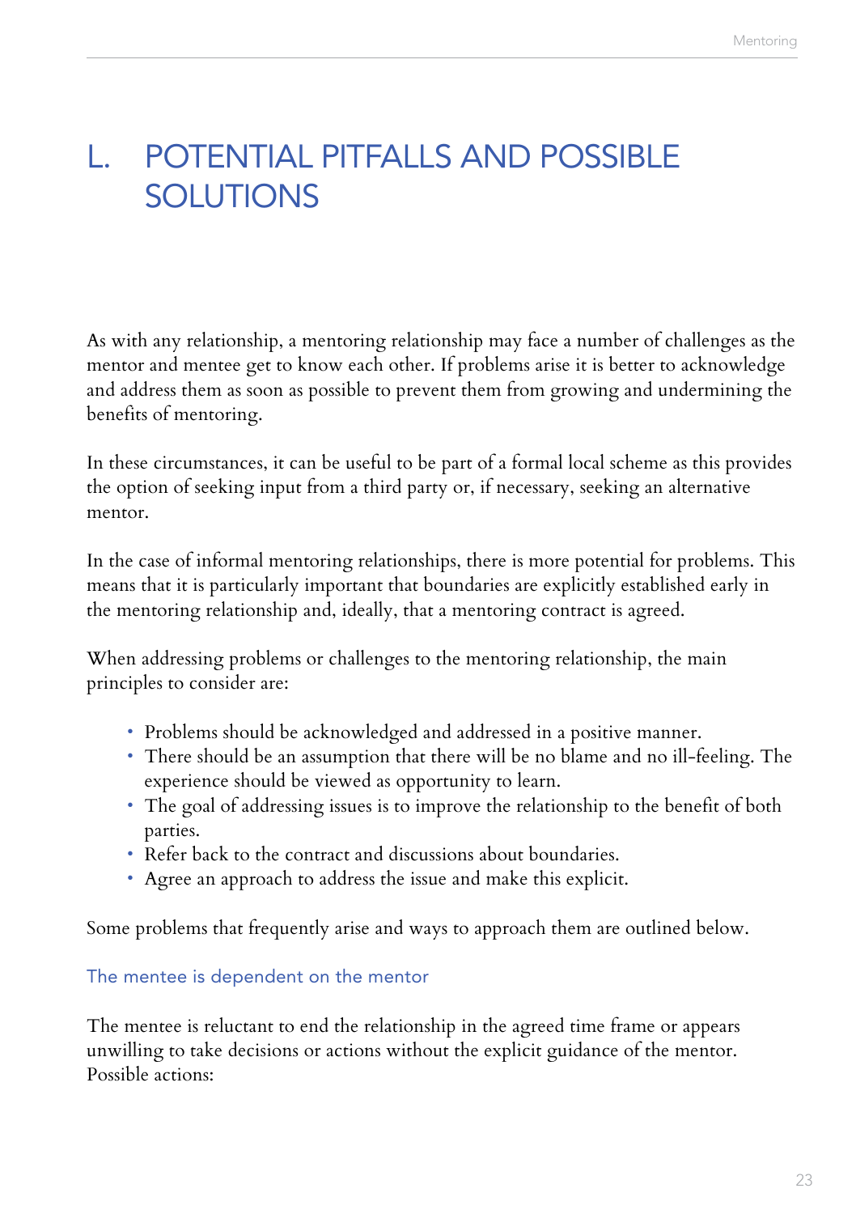# L. POTENTIAL PITFALLS AND POSSIBLE SOLUTIONS

As with any relationship, a mentoring relationship may face a number of challenges as the mentor and mentee get to know each other. If problems arise it is better to acknowledge and address them as soon as possible to prevent them from growing and undermining the benefits of mentoring.

In these circumstances, it can be useful to be part of a formal local scheme as this provides the option of seeking input from a third party or, if necessary, seeking an alternative mentor.

In the case of informal mentoring relationships, there is more potential for problems. This means that it is particularly important that boundaries are explicitly established early in the mentoring relationship and, ideally, that a mentoring contract is agreed.

When addressing problems or challenges to the mentoring relationship, the main principles to consider are:

- Problems should be acknowledged and addressed in a positive manner.
- There should be an assumption that there will be no blame and no ill-feeling. The experience should be viewed as opportunity to learn.
- The goal of addressing issues is to improve the relationship to the benefit of both parties.
- Refer back to the contract and discussions about boundaries.
- Agree an approach to address the issue and make this explicit.

Some problems that frequently arise and ways to approach them are outlined below.

### The mentee is dependent on the mentor

The mentee is reluctant to end the relationship in the agreed time frame or appears unwilling to take decisions or actions without the explicit guidance of the mentor. Possible actions: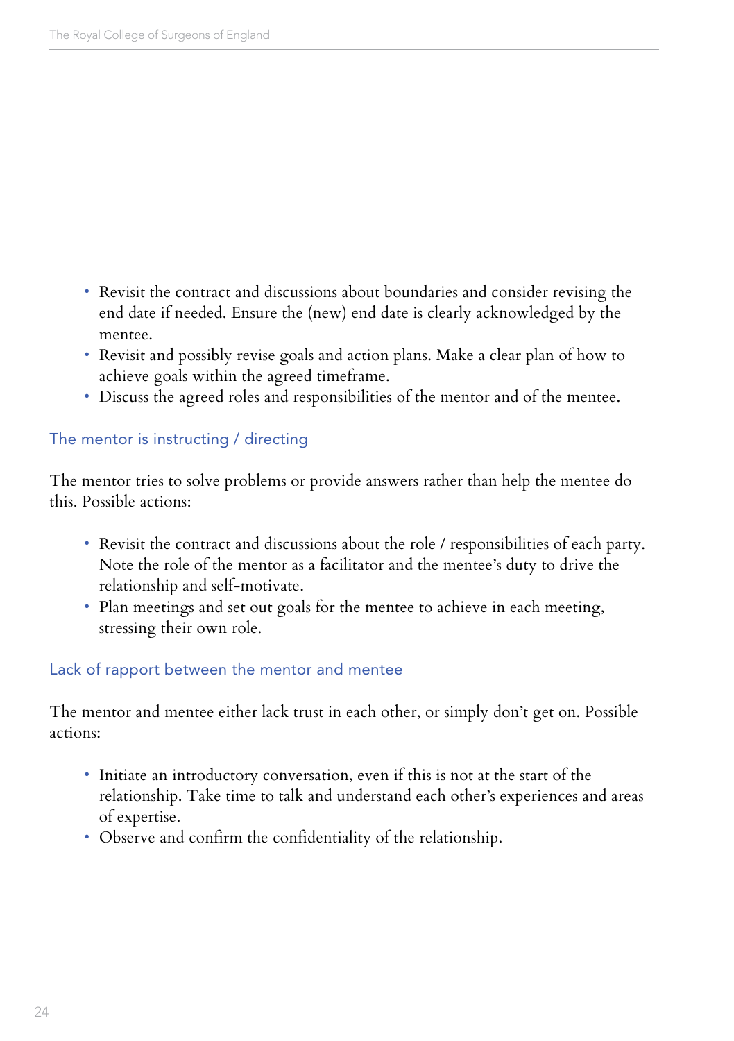- Revisit the contract and discussions about boundaries and consider revising the end date if needed. Ensure the (new) end date is clearly acknowledged by the mentee.
- Revisit and possibly revise goals and action plans. Make a clear plan of how to achieve goals within the agreed timeframe.
- Discuss the agreed roles and responsibilities of the mentor and of the mentee.

### The mentor is instructing / directing

The mentor tries to solve problems or provide answers rather than help the mentee do this. Possible actions:

- Revisit the contract and discussions about the role / responsibilities of each party. Note the role of the mentor as a facilitator and the mentee's duty to drive the relationship and self-motivate.
- Plan meetings and set out goals for the mentee to achieve in each meeting, stressing their own role.

### Lack of rapport between the mentor and mentee

The mentor and mentee either lack trust in each other, or simply don't get on. Possible actions:

- Initiate an introductory conversation, even if this is not at the start of the relationship. Take time to talk and understand each other's experiences and areas of expertise.
- Observe and confirm the confidentiality of the relationship.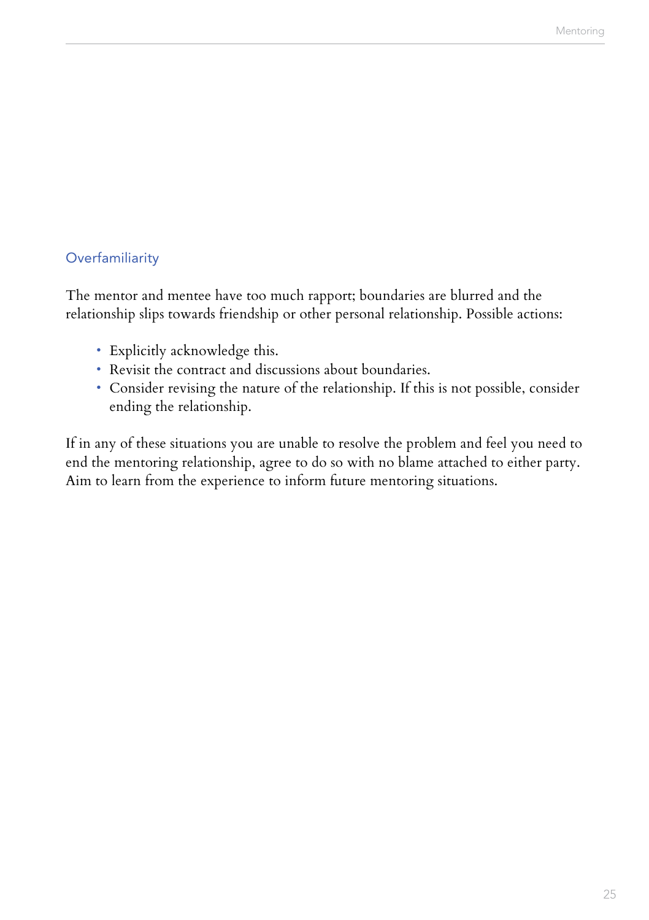### Overfamiliarity

The mentor and mentee have too much rapport; boundaries are blurred and the relationship slips towards friendship or other personal relationship. Possible actions:

- Explicitly acknowledge this.
- Revisit the contract and discussions about boundaries.
- Consider revising the nature of the relationship. If this is not possible, consider ending the relationship.

If in any of these situations you are unable to resolve the problem and feel you need to end the mentoring relationship, agree to do so with no blame attached to either party. Aim to learn from the experience to inform future mentoring situations.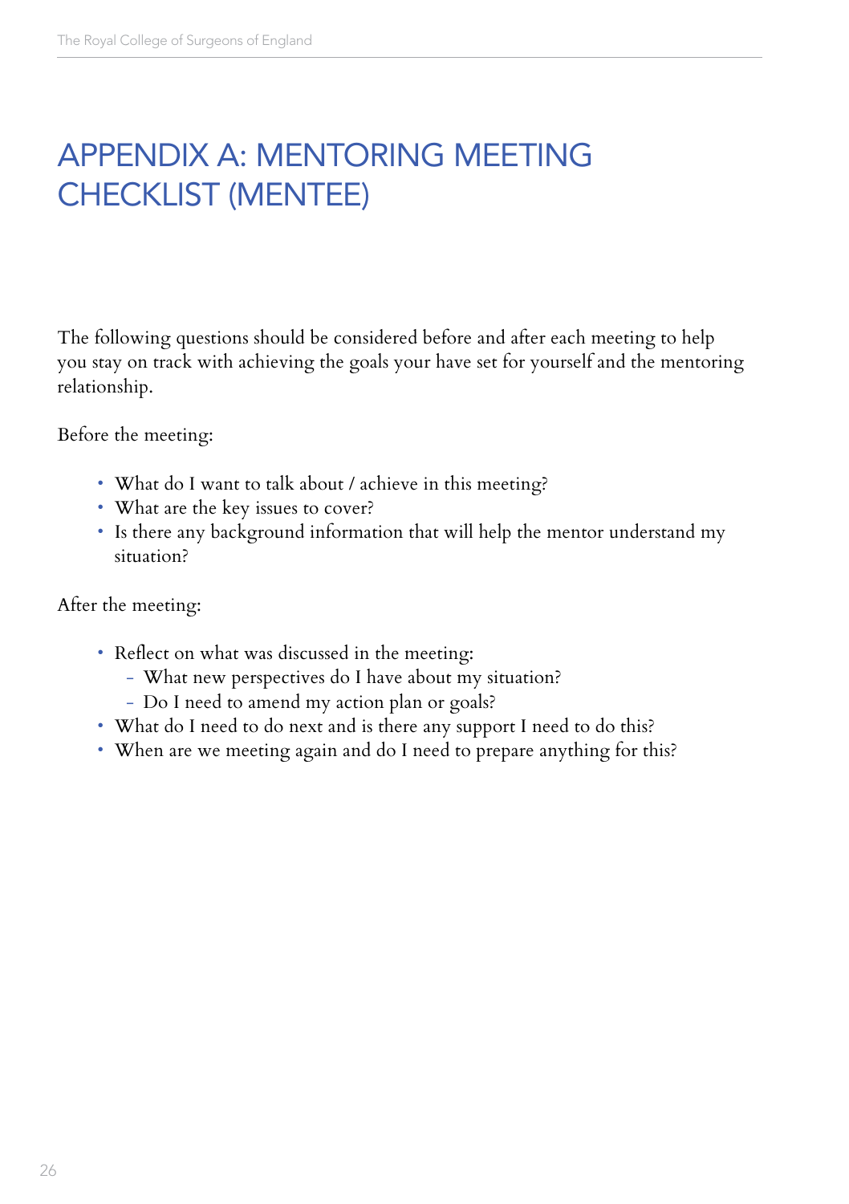# APPENDIX A: MENTORING MEETING CHECKLIST (MENTEE)

The following questions should be considered before and after each meeting to help you stay on track with achieving the goals your have set for yourself and the mentoring relationship.

Before the meeting:

- What do I want to talk about / achieve in this meeting?
- What are the key issues to cover?
- Is there any background information that will help the mentor understand my situation?

After the meeting:

- Reflect on what was discussed in the meeting:
  - What new perspectives do I have about my situation?
  - Do I need to amend my action plan or goals?
- What do I need to do next and is there any support I need to do this?
- When are we meeting again and do I need to prepare anything for this?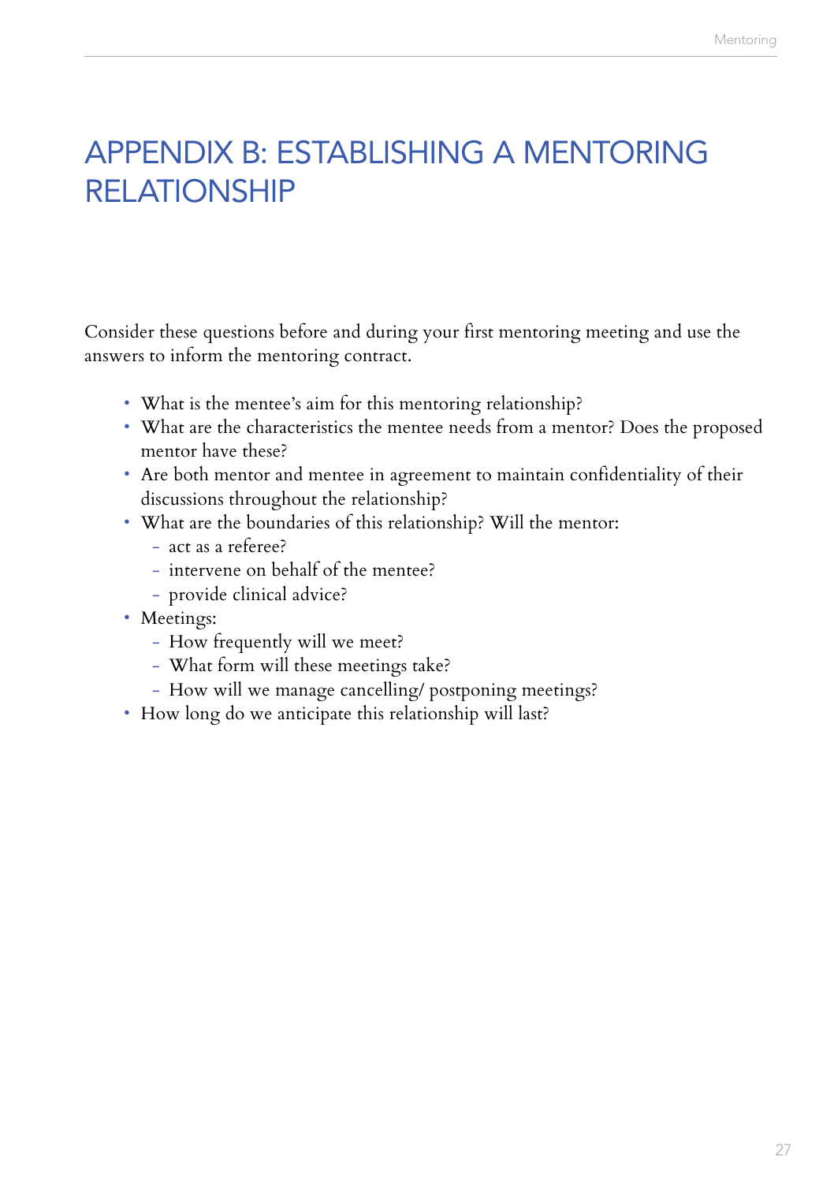# APPENDIX B: ESTABLISHING A MENTORING RELATIONSHIP

Consider these questions before and during your first mentoring meeting and use the answers to inform the mentoring contract.

- What is the mentee's aim for this mentoring relationship?
- What are the characteristics the mentee needs from a mentor? Does the proposed mentor have these?
- Are both mentor and mentee in agreement to maintain confidentiality of their discussions throughout the relationship?
- What are the boundaries of this relationship? Will the mentor:
  - act as a referee?
  - intervene on behalf of the mentee?
  - provide clinical advice?
- Meetings:
  - How frequently will we meet?
  - What form will these meetings take?
  - How will we manage cancelling/ postponing meetings?
- How long do we anticipate this relationship will last?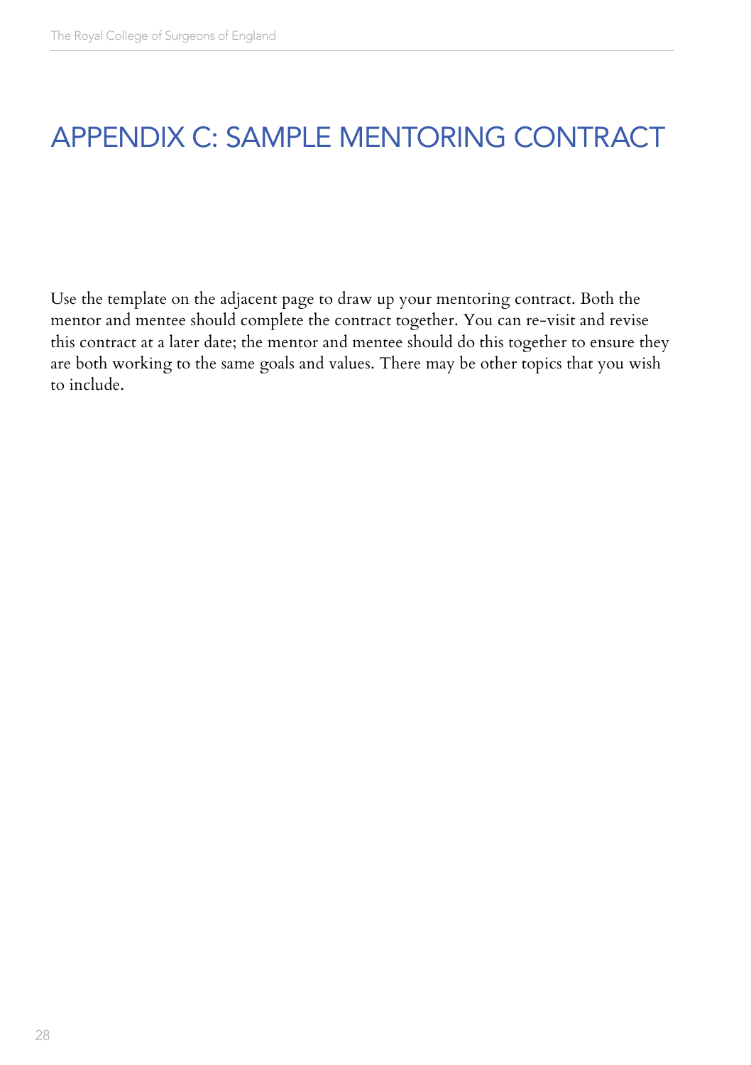# APPENDIX C: SAMPLE MENTORING CONTRACT

Use the template on the adjacent page to draw up your mentoring contract. Both the mentor and mentee should complete the contract together. You can re-visit and revise this contract at a later date; the mentor and mentee should do this together to ensure they are both working to the same goals and values. There may be other topics that you wish to include.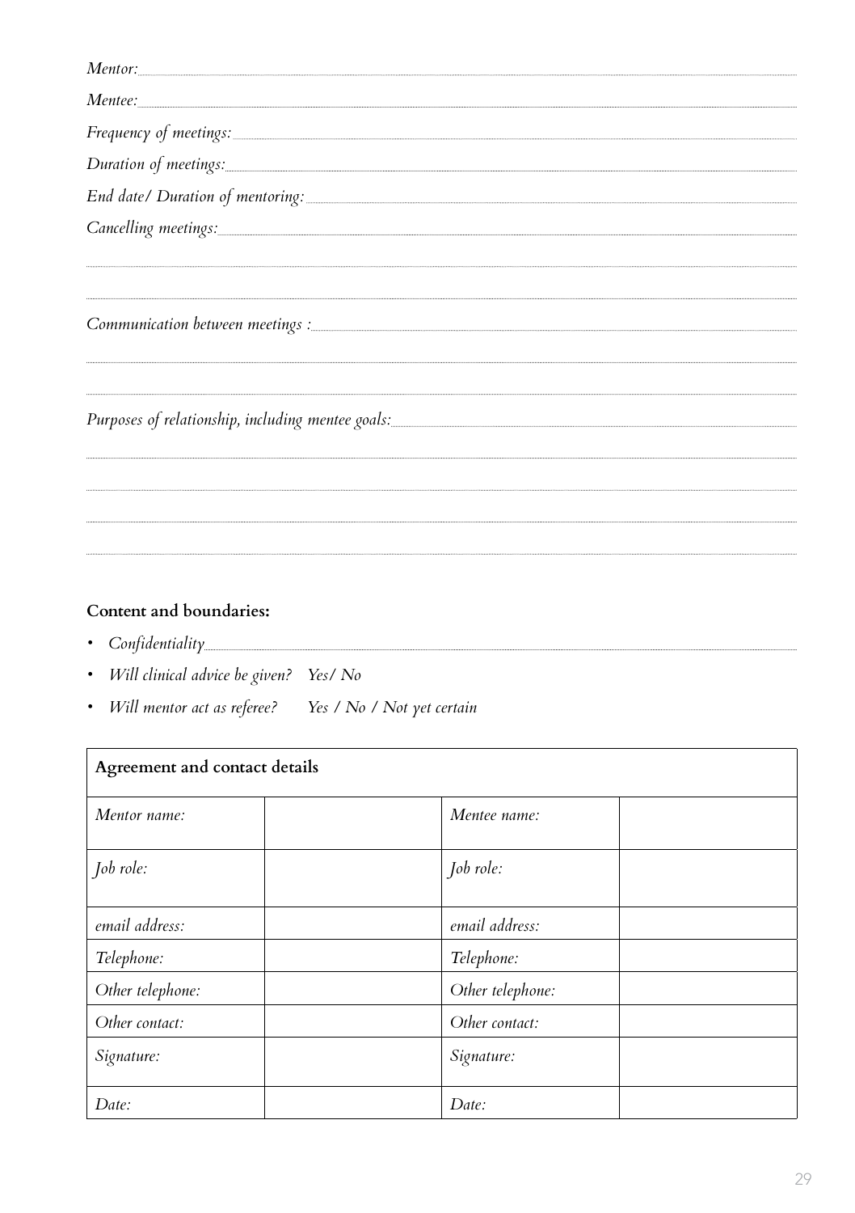*Mentor:*

*Mentee:*

*Frequency of meetings:*

*Duration of meetings:*

*End date/ Duration of mentoring:*

*Cancelling meetings:*

*Communication between meetings :*

*Purposes of relationship, including mentee goals:*

**Content and boundaries:**

- *Confidentiality*
- *Will clinical advice be given?   Yes/ No*
- *Will mentor act as referee?   Yes / No / Not yet certain*

| Agreement and contact details | | | |
|---|---|---|---|
| *Mentor name:* | | *Mentee name:* | |
| *Job role:* | | *Job role:* | |
| *email address:* | | *email address:* | |
| *Telephone:* | | *Telephone:* | |
| *Other telephone:* | | *Other telephone:* | |
| *Other contact:* | | *Other contact:* | |
| *Signature:* | | *Signature:* | |
| *Date:* | | *Date:* | |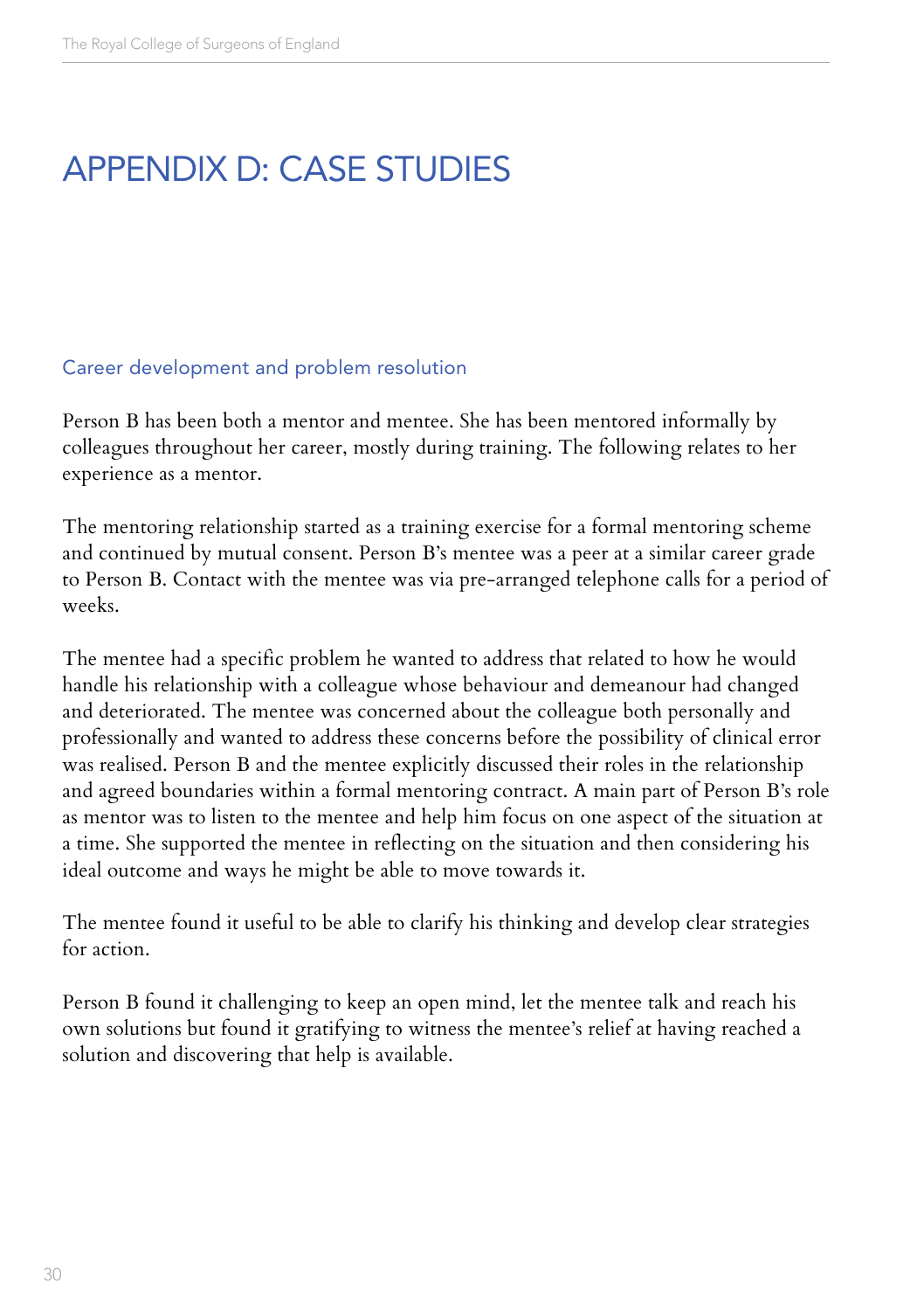# APPENDIX D: CASE STUDIES

## Career development and problem resolution

Person B has been both a mentor and mentee. She has been mentored informally by colleagues throughout her career, mostly during training. The following relates to her experience as a mentor.

The mentoring relationship started as a training exercise for a formal mentoring scheme and continued by mutual consent. Person B's mentee was a peer at a similar career grade to Person B. Contact with the mentee was via pre-arranged telephone calls for a period of weeks.

The mentee had a specific problem he wanted to address that related to how he would handle his relationship with a colleague whose behaviour and demeanour had changed and deteriorated. The mentee was concerned about the colleague both personally and professionally and wanted to address these concerns before the possibility of clinical error was realised. Person B and the mentee explicitly discussed their roles in the relationship and agreed boundaries within a formal mentoring contract. A main part of Person B's role as mentor was to listen to the mentee and help him focus on one aspect of the situation at a time. She supported the mentee in reflecting on the situation and then considering his ideal outcome and ways he might be able to move towards it.

The mentee found it useful to be able to clarify his thinking and develop clear strategies for action.

Person B found it challenging to keep an open mind, let the mentee talk and reach his own solutions but found it gratifying to witness the mentee's relief at having reached a solution and discovering that help is available.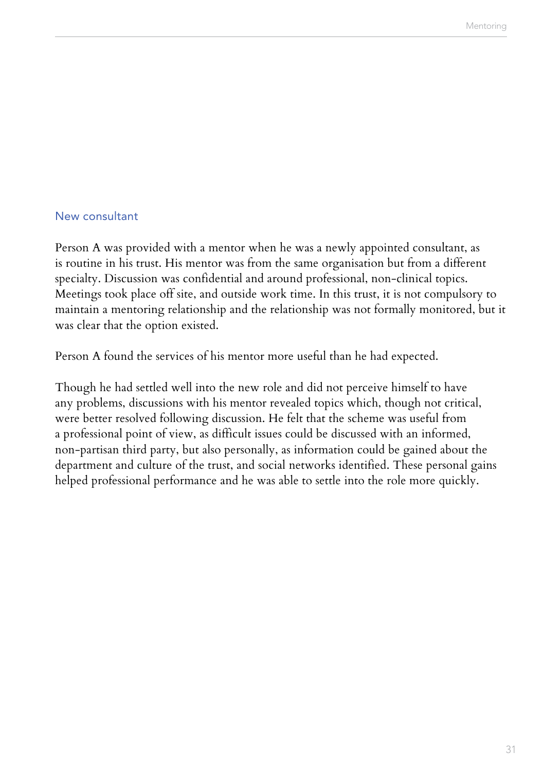## New consultant

Person A was provided with a mentor when he was a newly appointed consultant, as is routine in his trust. His mentor was from the same organisation but from a different specialty. Discussion was confidential and around professional, non-clinical topics. Meetings took place off site, and outside work time. In this trust, it is not compulsory to maintain a mentoring relationship and the relationship was not formally monitored, but it was clear that the option existed.

Person A found the services of his mentor more useful than he had expected.

Though he had settled well into the new role and did not perceive himself to have any problems, discussions with his mentor revealed topics which, though not critical, were better resolved following discussion. He felt that the scheme was useful from a professional point of view, as difficult issues could be discussed with an informed, non-partisan third party, but also personally, as information could be gained about the department and culture of the trust, and social networks identified. These personal gains helped professional performance and he was able to settle into the role more quickly.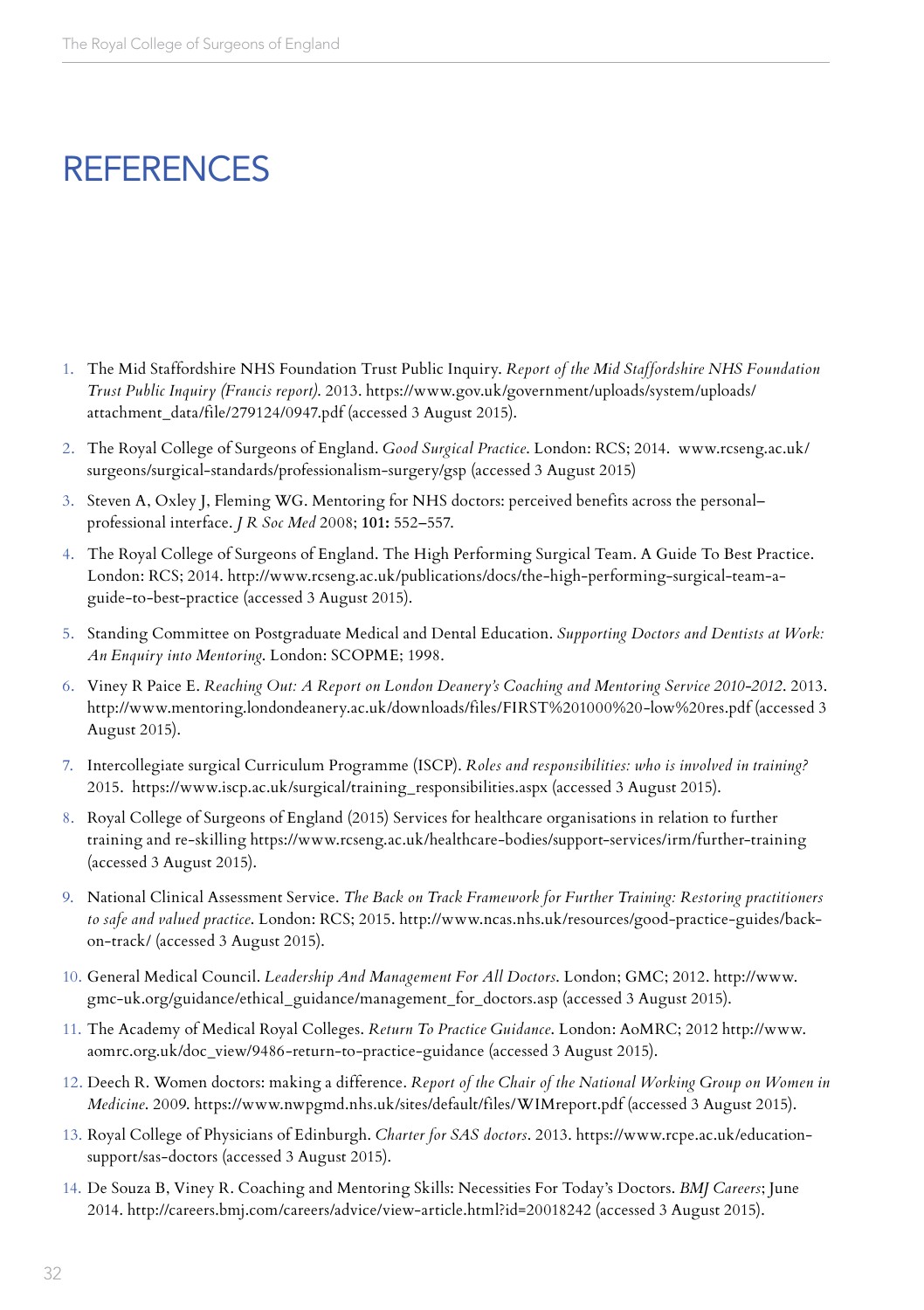# REFERENCES

1. The Mid Staffordshire NHS Foundation Trust Public Inquiry. *Report of the Mid Staffordshire NHS Foundation Trust Public Inquiry (Francis report).* 2013. https://www.gov.uk/government/uploads/system/uploads/attachment_data/file/279124/0947.pdf (accessed 3 August 2015).

2. The Royal College of Surgeons of England. *Good Surgical Practice*. London: RCS; 2014. www.rcseng.ac.uk/surgeons/surgical-standards/professionalism-surgery/gsp (accessed 3 August 2015)

3. Steven A, Oxley J, Fleming WG. Mentoring for NHS doctors: perceived benefits across the personal–professional interface. *J R Soc Med* 2008; **101:** 552–557.

4. The Royal College of Surgeons of England. The High Performing Surgical Team. A Guide To Best Practice. London: RCS; 2014. http://www.rcseng.ac.uk/publications/docs/the-high-performing-surgical-team-a-guide-to-best-practice (accessed 3 August 2015).

5. Standing Committee on Postgraduate Medical and Dental Education. *Supporting Doctors and Dentists at Work: An Enquiry into Mentoring*. London: SCOPME; 1998.

6. Viney R Paice E. *Reaching Out: A Report on London Deanery's Coaching and Mentoring Service 2010-2012*. 2013. http://www.mentoring.londondeanery.ac.uk/downloads/files/FIRST%201000%20-low%20res.pdf (accessed 3 August 2015).

7. Intercollegiate surgical Curriculum Programme (ISCP). *Roles and responsibilities: who is involved in training?* 2015. https://www.iscp.ac.uk/surgical/training_responsibilities.aspx (accessed 3 August 2015).

8. Royal College of Surgeons of England (2015) Services for healthcare organisations in relation to further training and re-skilling https://www.rcseng.ac.uk/healthcare-bodies/support-services/irm/further-training (accessed 3 August 2015).

9. National Clinical Assessment Service. *The Back on Track Framework for Further Training: Restoring practitioners to safe and valued practice*. London: RCS; 2015. http://www.ncas.nhs.uk/resources/good-practice-guides/back-on-track/ (accessed 3 August 2015).

10. General Medical Council. *Leadership And Management For All Doctors*. London; GMC; 2012. http://www.gmc-uk.org/guidance/ethical_guidance/management_for_doctors.asp (accessed 3 August 2015).

11. The Academy of Medical Royal Colleges. *Return To Practice Guidance*. London: AoMRC; 2012 http://www.aomrc.org.uk/doc_view/9486-return-to-practice-guidance (accessed 3 August 2015).

12. Deech R. Women doctors: making a difference. *Report of the Chair of the National Working Group on Women in Medicine*. 2009. https://www.nwpgmd.nhs.uk/sites/default/files/WIMreport.pdf (accessed 3 August 2015).

13. Royal College of Physicians of Edinburgh. *Charter for SAS doctors*. 2013. https://www.rcpe.ac.uk/education-support/sas-doctors (accessed 3 August 2015).

14. De Souza B, Viney R. Coaching and Mentoring Skills: Necessities For Today's Doctors. *BMJ Careers*; June 2014. http://careers.bmj.com/careers/advice/view-article.html?id=20018242 (accessed 3 August 2015).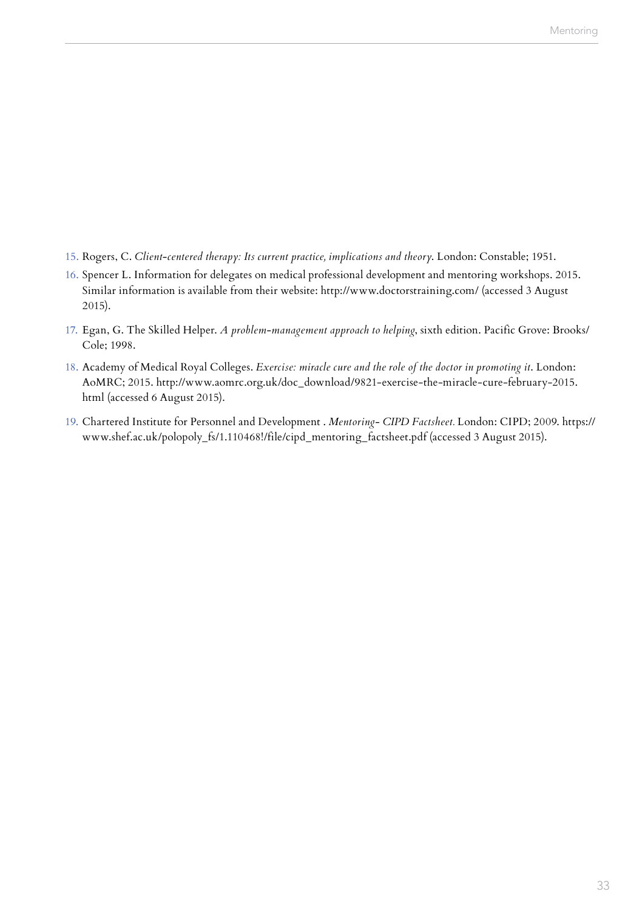15. Rogers, C. *Client-centered therapy: Its current practice, implications and theory*. London: Constable; 1951.
16. Spencer L. Information for delegates on medical professional development and mentoring workshops. 2015. Similar information is available from their website: http://www.doctorstraining.com/ (accessed 3 August 2015).
17. Egan, G. The Skilled Helper. *A problem-management approach to helping*, sixth edition. Pacific Grove: Brooks/Cole; 1998.
18. Academy of Medical Royal Colleges. *Exercise: miracle cure and the role of the doctor in promoting it*. London: AoMRC; 2015. http://www.aomrc.org.uk/doc_download/9821-exercise-the-miracle-cure-february-2015.html (accessed 6 August 2015).
19. Chartered Institute for Personnel and Development . *Mentoring- CIPD Factsheet.* London: CIPD; 2009. https://www.shef.ac.uk/polopoly_fs/1.110468!/file/cipd_mentoring_factsheet.pdf (accessed 3 August 2015).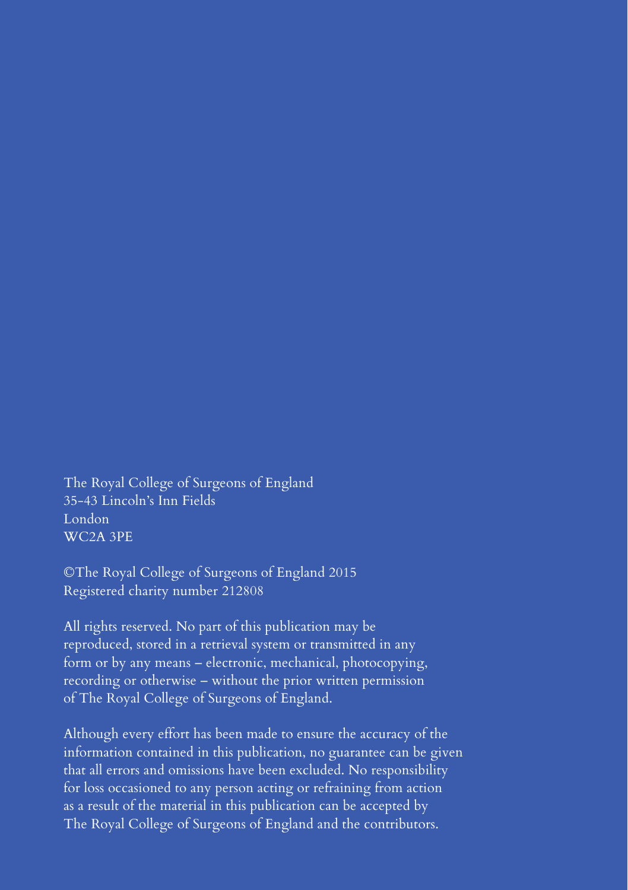The Royal College of Surgeons of England
35-43 Lincoln's Inn Fields
London
WC2A 3PE

©The Royal College of Surgeons of England 2015
Registered charity number 212808

All rights reserved. No part of this publication may be reproduced, stored in a retrieval system or transmitted in any form or by any means – electronic, mechanical, photocopying, recording or otherwise – without the prior written permission of The Royal College of Surgeons of England.

Although every effort has been made to ensure the accuracy of the information contained in this publication, no guarantee can be given that all errors and omissions have been excluded. No responsibility for loss occasioned to any person acting or refraining from action as a result of the material in this publication can be accepted by The Royal College of Surgeons of England and the contributors.